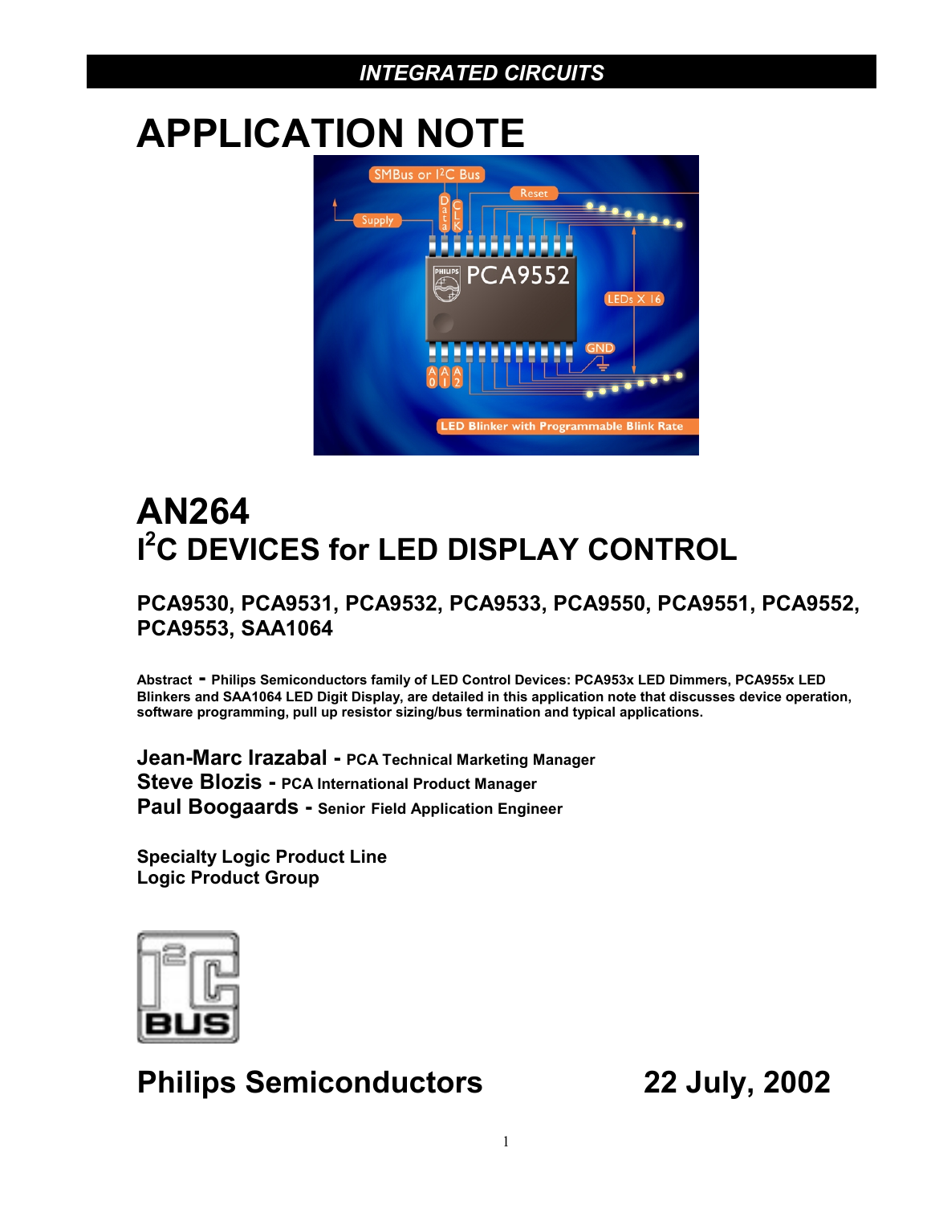*INTEGRATED CIRCUITS*

# APPLICATION NOTE

# AN264
# I²C DEVICES for LED DISPLAY CONTROL

### PCA9530, PCA9531, PCA9532, PCA9533, PCA9550, PCA9551, PCA9552, PCA9553, SAA1064

**Abstract - Philips Semiconductors family of LED Control Devices: PCA953x LED Dimmers, PCA955x LED Blinkers and SAA1064 LED Digit Display, are detailed in this application note that discusses device operation, software programming, pull up resistor sizing/bus termination and typical applications.**

**Jean-Marc Irazabal - PCA Technical Marketing Manager**
**Steve Blozis - PCA International Product Manager**
**Paul Boogaards - Senior Field Application Engineer**

**Specialty Logic Product Line**
**Logic Product Group**

**Philips Semiconductors** **22 July, 2002**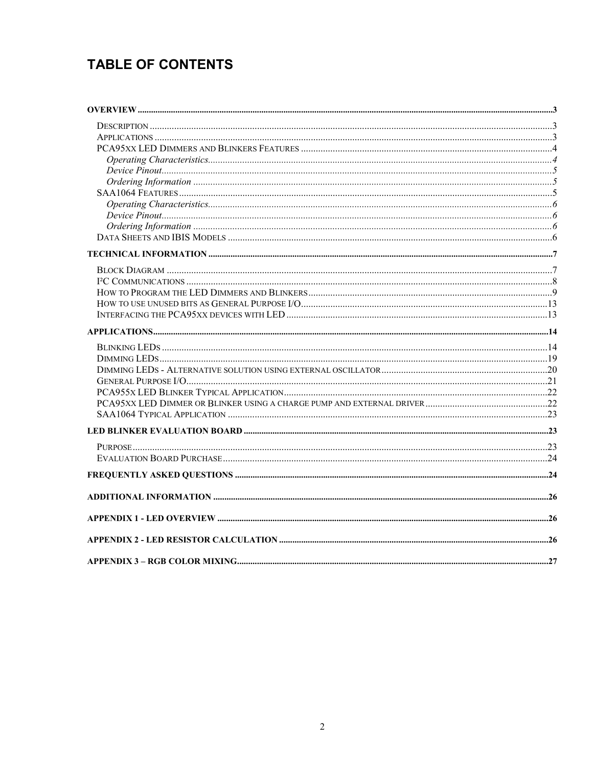# TABLE OF CONTENTS

**OVERVIEW** ..... 3

- Description ..... 3
- Applications ..... 3
- PCA95xx LED Dimmers and Blinkers Features ..... 4
  - *Operating Characteristics* ..... 4
  - *Device Pinout* ..... 5
  - *Ordering Information* ..... 5
- SAA1064 Features ..... 5
  - *Operating Characteristics* ..... 6
  - *Device Pinout* ..... 6
  - *Ordering Information* ..... 6
- Data Sheets and IBIS Models ..... 6

**TECHNICAL INFORMATION** ..... 7

- Block Diagram ..... 7
- I²C Communications ..... 8
- How to Program the LED Dimmers and Blinkers ..... 9
- How to use unused bits as General Purpose I/O ..... 13
- Interfacing the PCA95xx devices with LED ..... 13

**APPLICATIONS** ..... 14

- Blinking LEDs ..... 14
- Dimming LEDs ..... 19
- Dimming LEDs - Alternative solution using external oscillator ..... 20
- General Purpose I/O ..... 21
- PCA955x LED Blinker Typical Application ..... 22
- PCA95xx LED Dimmer or Blinker using a charge pump and external driver ..... 22
- SAA1064 Typical Application ..... 23

**LED BLINKER EVALUATION BOARD** ..... 23

- Purpose ..... 23
- Evaluation Board Purchase ..... 24

**FREQUENTLY ASKED QUESTIONS** ..... 24

**ADDITIONAL INFORMATION** ..... 26

**APPENDIX 1 - LED OVERVIEW** ..... 26

**APPENDIX 2 - LED RESISTOR CALCULATION** ..... 26

**APPENDIX 3 – RGB COLOR MIXING** ..... 27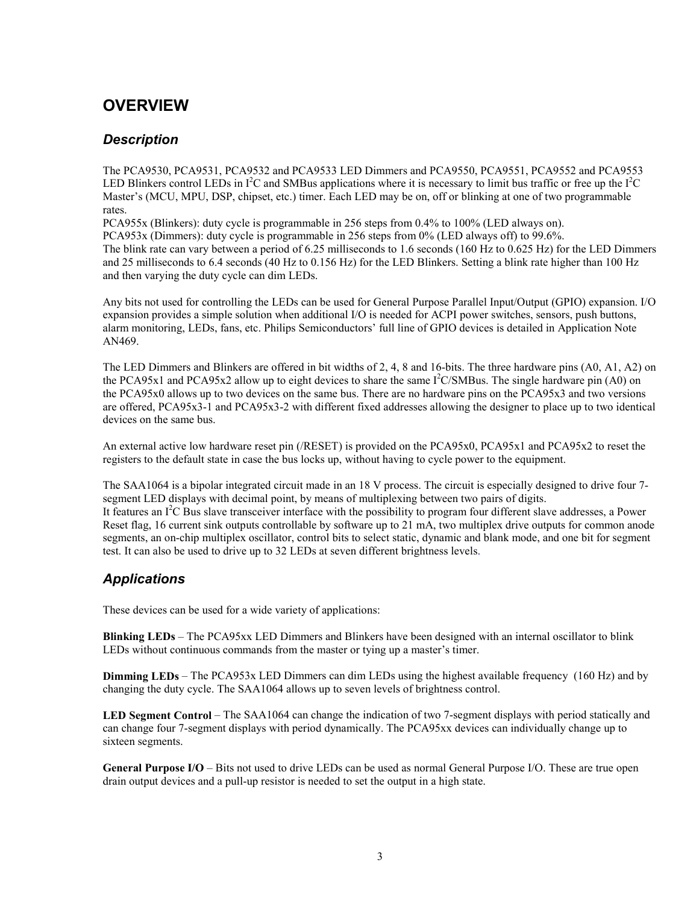# OVERVIEW

## *Description*

The PCA9530, PCA9531, PCA9532 and PCA9533 LED Dimmers and PCA9550, PCA9551, PCA9552 and PCA9553 LED Blinkers control LEDs in $I^2C$ and SMBus applications where it is necessary to limit bus traffic or free up the $I^2C$ Master's (MCU, MPU, DSP, chipset, etc.) timer. Each LED may be on, off or blinking at one of two programmable rates.

PCA955x (Blinkers): duty cycle is programmable in 256 steps from 0.4% to 100% (LED always on).
PCA953x (Dimmers): duty cycle is programmable in 256 steps from 0% (LED always off) to 99.6%.
The blink rate can vary between a period of 6.25 milliseconds to 1.6 seconds (160 Hz to 0.625 Hz) for the LED Dimmers and 25 milliseconds to 6.4 seconds (40 Hz to 0.156 Hz) for the LED Blinkers. Setting a blink rate higher than 100 Hz and then varying the duty cycle can dim LEDs.

Any bits not used for controlling the LEDs can be used for General Purpose Parallel Input/Output (GPIO) expansion. I/O expansion provides a simple solution when additional I/O is needed for ACPI power switches, sensors, push buttons, alarm monitoring, LEDs, fans, etc. Philips Semiconductors' full line of GPIO devices is detailed in Application Note AN469.

The LED Dimmers and Blinkers are offered in bit widths of 2, 4, 8 and 16-bits. The three hardware pins (A0, A1, A2) on the PCA95x1 and PCA95x2 allow up to eight devices to share the same $I^2C$/SMBus. The single hardware pin (A0) on the PCA95x0 allows up to two devices on the same bus. There are no hardware pins on the PCA95x3 and two versions are offered, PCA95x3-1 and PCA95x3-2 with different fixed addresses allowing the designer to place up to two identical devices on the same bus.

An external active low hardware reset pin (/RESET) is provided on the PCA95x0, PCA95x1 and PCA95x2 to reset the registers to the default state in case the bus locks up, without having to cycle power to the equipment.

The SAA1064 is a bipolar integrated circuit made in an 18 V process. The circuit is especially designed to drive four 7-segment LED displays with decimal point, by means of multiplexing between two pairs of digits.
It features an $I^2C$ Bus slave transceiver interface with the possibility to program four different slave addresses, a Power Reset flag, 16 current sink outputs controllable by software up to 21 mA, two multiplex drive outputs for common anode segments, an on-chip multiplex oscillator, control bits to select static, dynamic and blank mode, and one bit for segment test. It can also be used to drive up to 32 LEDs at seven different brightness levels.

## *Applications*

These devices can be used for a wide variety of applications:

**Blinking LEDs** – The PCA95xx LED Dimmers and Blinkers have been designed with an internal oscillator to blink LEDs without continuous commands from the master or tying up a master's timer.

**Dimming LEDs** – The PCA953x LED Dimmers can dim LEDs using the highest available frequency (160 Hz) and by changing the duty cycle. The SAA1064 allows up to seven levels of brightness control.

**LED Segment Control** – The SAA1064 can change the indication of two 7-segment displays with period statically and can change four 7-segment displays with period dynamically. The PCA95xx devices can individually change up to sixteen segments.

**General Purpose I/O** – Bits not used to drive LEDs can be used as normal General Purpose I/O. These are true open drain output devices and a pull-up resistor is needed to set the output in a high state.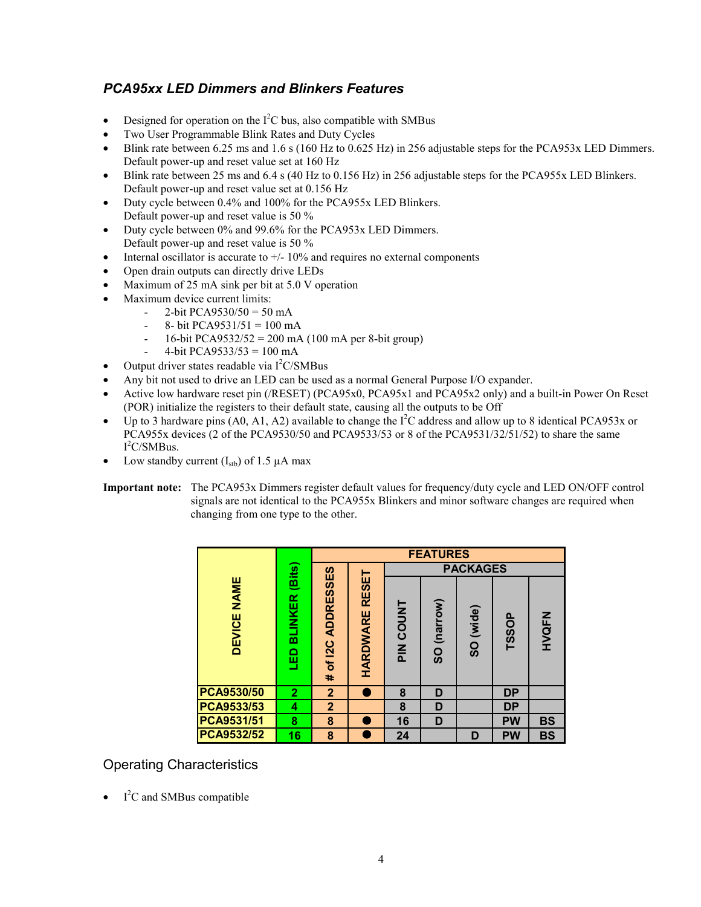### *PCA95xx LED Dimmers and Blinkers Features*

- Designed for operation on the $I^2C$ bus, also compatible with SMBus
- Two User Programmable Blink Rates and Duty Cycles
- Blink rate between 6.25 ms and 1.6 s (160 Hz to 0.625 Hz) in 256 adjustable steps for the PCA953x LED Dimmers. Default power-up and reset value set at 160 Hz
- Blink rate between 25 ms and 6.4 s (40 Hz to 0.156 Hz) in 256 adjustable steps for the PCA955x LED Blinkers. Default power-up and reset value set at 0.156 Hz
- Duty cycle between 0.4% and 100% for the PCA955x LED Blinkers. Default power-up and reset value is 50 %
- Duty cycle between 0% and 99.6% for the PCA953x LED Dimmers. Default power-up and reset value is 50 %
- Internal oscillator is accurate to +/- 10% and requires no external components
- Open drain outputs can directly drive LEDs
- Maximum of 25 mA sink per bit at 5.0 V operation
- Maximum device current limits:
  - 2-bit PCA9530/50 = 50 mA
  - 8- bit PCA9531/51 = 100 mA
  - 16-bit PCA9532/52 = 200 mA (100 mA per 8-bit group)
  - 4-bit PCA9533/53 = 100 mA
- Output driver states readable via $I^2C$/SMBus
- Any bit not used to drive an LED can be used as a normal General Purpose I/O expander.
- Active low hardware reset pin (/RESET) (PCA95x0, PCA95x1 and PCA95x2 only) and a built-in Power On Reset (POR) initialize the registers to their default state, causing all the outputs to be Off
- Up to 3 hardware pins (A0, A1, A2) available to change the $I^2C$ address and allow up to 8 identical PCA953x or PCA955x devices (2 of the PCA9530/50 and PCA9533/53 or 8 of the PCA9531/32/51/52) to share the same $I^2C$/SMBus.
- Low standby current ($I_{stb}$) of 1.5 µA max

**Important note:** The PCA953x Dimmers register default values for frequency/duty cycle and LED ON/OFF control signals are not identical to the PCA955x Blinkers and minor software changes are required when changing from one type to the other.

| DEVICE NAME | LED BLINKER (Bits) | FEATURES | | | | | | |
|---|---|---|---|---|---|---|---|---|
| | | | | PACKAGES | | | | |
| | | # of I2C ADDRESSES | HARDWARE RESET | PIN COUNT | SO (narrow) | SO (wide) | TSSOP | HVQFN |
| PCA9530/50 | 2 | 2 | ● | 8 | D | | DP | |
| PCA9533/53 | 4 | 2 | | 8 | D | | DP | |
| PCA9531/51 | 8 | 8 | ● | 16 | D | | PW | BS |
| PCA9532/52 | 16 | 8 | ● | 24 | | D | PW | BS |

## Operating Characteristics

- $I^2C$ and SMBus compatible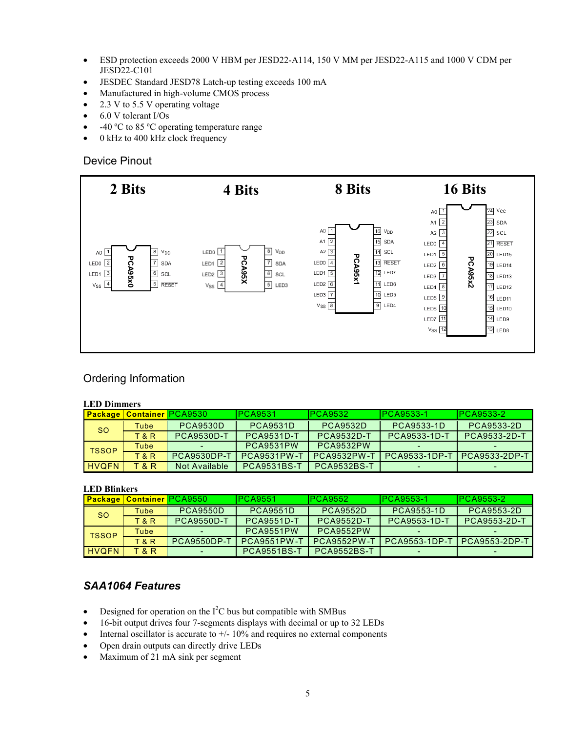- ESD protection exceeds 2000 V HBM per JESD22-A114, 150 V MM per JESD22-A115 and 1000 V CDM per JESD22-C101
- JESDEC Standard JESD78 Latch-up testing exceeds 100 mA
- Manufactured in high-volume CMOS process
- 2.3 V to 5.5 V operating voltage
- 6.0 V tolerant I/Os
- -40 ºC to 85 ºC operating temperature range
- 0 kHz to 400 kHz clock frequency

## Device Pinout

**2 Bits** — PCA95x0

| Pin | Name | Pin | Name |
|---|---|---|---|
| 1 | A0 | 8 | $V_{DD}$ |
| 2 | LED0 | 7 | SDA |
| 3 | LED1 | 6 | SCL |
| 4 | $V_{SS}$ | 5 | RESET |

**4 Bits** — PCA95X

| Pin | Name | Pin | Name |
|---|---|---|---|
| 1 | LED0 | 8 | $V_{DD}$ |
| 2 | LED1 | 7 | SDA |
| 3 | LED2 | 6 | SCL |
| 4 | $V_{SS}$ | 5 | LED3 |

**8 Bits** — PCA95x1

| Pin | Name | Pin | Name |
|---|---|---|---|
| 1 | A0 | 16 | $V_{DD}$ |
| 2 | A1 | 15 | SDA |
| 3 | A2 | 14 | SCL |
| 4 | LED0 | 13 | RESET |
| 5 | LED1 | 12 | LED7 |
| 6 | LED2 | 11 | LED6 |
| 7 | LED3 | 10 | LED5 |
| 8 | $V_{SS}$ | 9 | LED4 |

**16 Bits** — PCA95x2

| Pin | Name | Pin | Name |
|---|---|---|---|
| 1 | A0 | 24 | Vcc |
| 2 | A1 | 23 | SDA |
| 3 | A2 | 22 | SCL |
| 4 | LED0 | 21 | RESET |
| 5 | LED1 | 20 | LED15 |
| 6 | LED2 | 19 | LED14 |
| 7 | LED3 | 18 | LED13 |
| 8 | LED4 | 17 | LED12 |
| 9 | LED5 | 16 | LED11 |
| 10 | LED6 | 15 | LED10 |
| 11 | LED7 | 14 | LED9 |
| 12 | $V_{SS}$ | 13 | LED8 |

## Ordering Information

**LED Dimmers**

| Package | Container | PCA9530 | PCA9531 | PCA9532 | PCA9533-1 | PCA9533-2 |
|---|---|---|---|---|---|---|
| SO | Tube | PCA9530D | PCA9531D | PCA9532D | PCA9533-1D | PCA9533-2D |
| | T & R | PCA9530D-T | PCA9531D-T | PCA9532D-T | PCA9533-1D-T | PCA9533-2D-T |
| TSSOP | Tube | - | PCA9531PW | PCA9532PW | - | - |
| | T & R | PCA9530DP-T | PCA9531PW-T | PCA9532PW-T | PCA9533-1DP-T | PCA9533-2DP-T |
| HVQFN | T & R | Not Available | PCA9531BS-T | PCA9532BS-T | - | - |

**LED Blinkers**

| Package | Container | PCA9550 | PCA9551 | PCA9552 | PCA9553-1 | PCA9553-2 |
|---|---|---|---|---|---|---|
| SO | Tube | PCA9550D | PCA9551D | PCA9552D | PCA9553-1D | PCA9553-2D |
| | T & R | PCA9550D-T | PCA9551D-T | PCA9552D-T | PCA9553-1D-T | PCA9553-2D-T |
| TSSOP | Tube | - | PCA9551PW | PCA9552PW | - | - |
| | T & R | PCA9550DP-T | PCA9551PW-T | PCA9552PW-T | PCA9553-1DP-T | PCA9553-2DP-T |
| HVQFN | T & R | - | PCA9551BS-T | PCA9552BS-T | - | - |

### *SAA1064 Features*

- Designed for operation on the $I^2C$ bus but compatible with SMBus
- 16-bit output drives four 7-segments displays with decimal or up to 32 LEDs
- Internal oscillator is accurate to +/- 10% and requires no external components
- Open drain outputs can directly drive LEDs
- Maximum of 21 mA sink per segment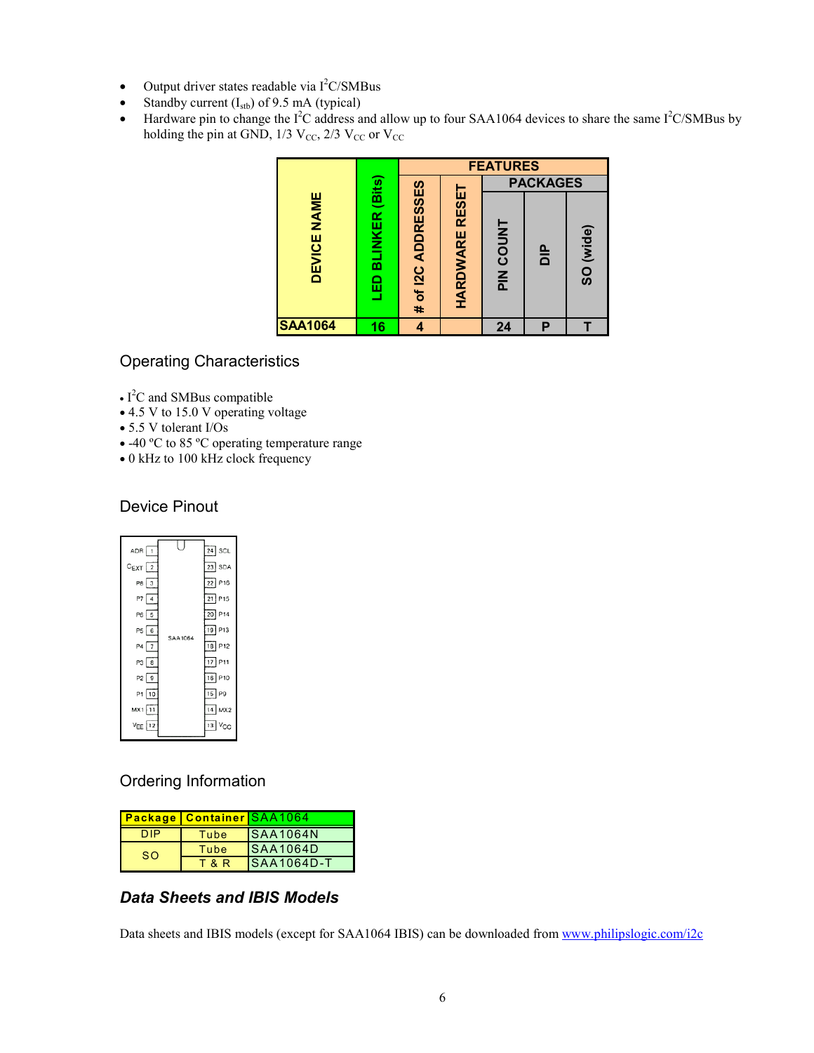- Output driver states readable via $I^2C$/SMBus
- Standby current ($I_{stb}$) of 9.5 mA (typical)
- Hardware pin to change the $I^2C$ address and allow up to four SAA1064 devices to share the same $I^2C$/SMBus by holding the pin at GND, 1/3 $V_{CC}$, 2/3 $V_{CC}$ or $V_{CC}$

| DEVICE NAME | LED BLINKER (Bits) | FEATURES | | PACKAGES | | |
|---|---|---|---|---|---|---|
| | | # of I2C ADDRESSES | HARDWARE RESET | PIN COUNT | DIP | SO (wide) |
| SAA1064 | 16 | 4 | | 24 | P | T |

## Operating Characteristics

- $I^2C$ and SMBus compatible
- 4.5 V to 15.0 V operating voltage
- 5.5 V tolerant I/Os
- -40 ºC to 85 ºC operating temperature range
- 0 kHz to 100 kHz clock frequency

## Device Pinout

| Pin | Name | Pin | Name |
|---|---|---|---|
| 1 | ADR | 24 | SCL |
| 2 | $C_{EXT}$ | 23 | SDA |
| 3 | P8 | 22 | P16 |
| 4 | P7 | 21 | P15 |
| 5 | P6 | 20 | P14 |
| 6 | P5 | 19 | P13 |
| 7 | P4 | 18 | P12 |
| 8 | P3 | 17 | P11 |
| 9 | P2 | 16 | P10 |
| 10 | P1 | 15 | P9 |
| 11 | MX1 | 14 | MX2 |
| 12 | $V_{EE}$ | 13 | $V_{CC}$ |

SAA1064

## Ordering Information

| Package | Container | SAA1064 |
|---|---|---|
| DIP | Tube | SAA1064N |
| SO | Tube | SAA1064D |
| | T & R | SAA1064D-T |

## *Data Sheets and IBIS Models*

Data sheets and IBIS models (except for SAA1064 IBIS) can be downloaded from www.philipslogic.com/i2c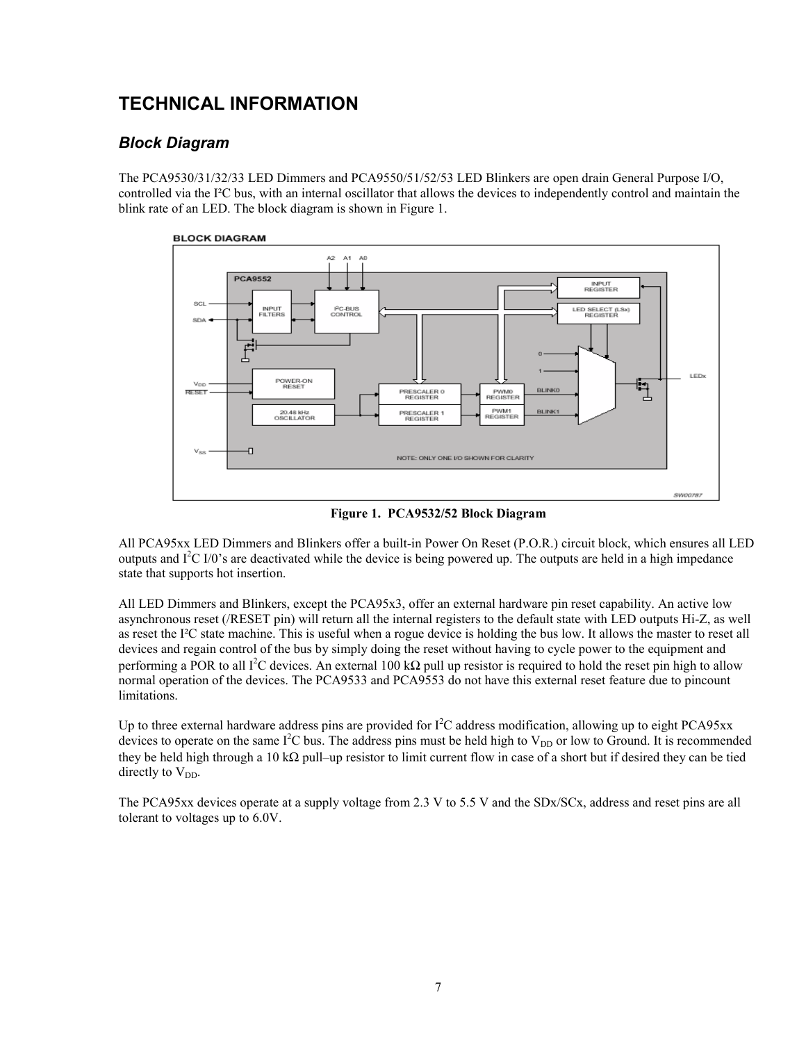# TECHNICAL INFORMATION

## *Block Diagram*

The PCA9530/31/32/33 LED Dimmers and PCA9550/51/52/53 LED Blinkers are open drain General Purpose I/O, controlled via the I²C bus, with an internal oscillator that allows the devices to independently control and maintain the blink rate of an LED. The block diagram is shown in Figure 1.

**Figure 1. PCA9532/52 Block Diagram**

All PCA95xx LED Dimmers and Blinkers offer a built-in Power On Reset (P.O.R.) circuit block, which ensures all LED outputs and $I^2C$ I/0's are deactivated while the device is being powered up. The outputs are held in a high impedance state that supports hot insertion.

All LED Dimmers and Blinkers, except the PCA95x3, offer an external hardware pin reset capability. An active low asynchronous reset (/RESET pin) will return all the internal registers to the default state with LED outputs Hi-Z, as well as reset the I²C state machine. This is useful when a rogue device is holding the bus low. It allows the master to reset all devices and regain control of the bus by simply doing the reset without having to cycle power to the equipment and performing a POR to all $I^2C$ devices. An external 100 kΩ pull up resistor is required to hold the reset pin high to allow normal operation of the devices. The PCA9533 and PCA9553 do not have this external reset feature due to pincount limitations.

Up to three external hardware address pins are provided for $I^2C$ address modification, allowing up to eight PCA95xx devices to operate on the same $I^2C$ bus. The address pins must be held high to $V_{DD}$ or low to Ground. It is recommended they be held high through a 10 kΩ pull–up resistor to limit current flow in case of a short but if desired they can be tied directly to $V_{DD}$.

The PCA95xx devices operate at a supply voltage from 2.3 V to 5.5 V and the SDx/SCx, address and reset pins are all tolerant to voltages up to 6.0V.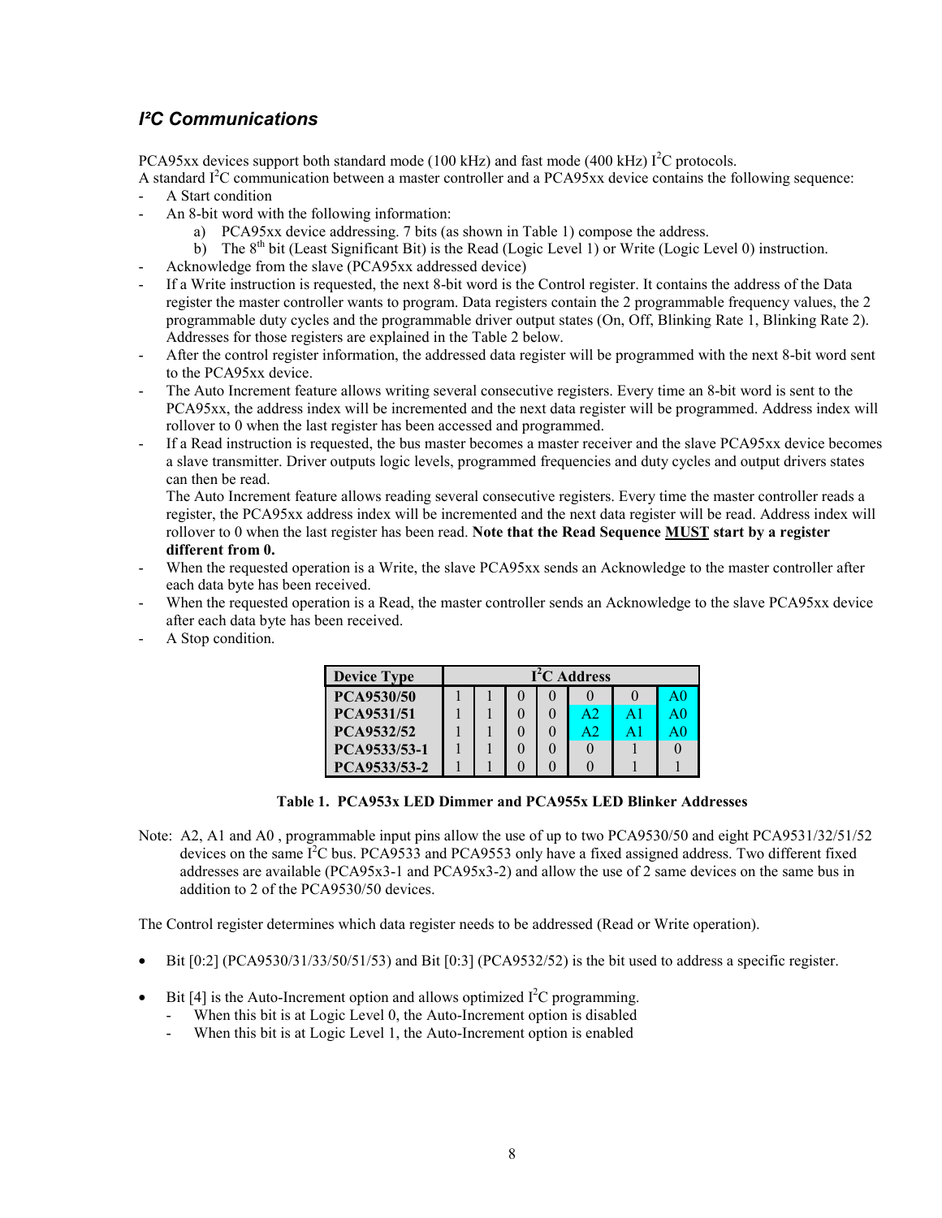## *I²C Communications*

PCA95xx devices support both standard mode (100 kHz) and fast mode (400 kHz) I²C protocols.
A standard I²C communication between a master controller and a PCA95xx device contains the following sequence:

- A Start condition
- An 8-bit word with the following information:
  a) PCA95xx device addressing. 7 bits (as shown in Table 1) compose the address.
  b) The 8th bit (Least Significant Bit) is the Read (Logic Level 1) or Write (Logic Level 0) instruction.
- Acknowledge from the slave (PCA95xx addressed device)
- If a Write instruction is requested, the next 8-bit word is the Control register. It contains the address of the Data register the master controller wants to program. Data registers contain the 2 programmable frequency values, the 2 programmable duty cycles and the programmable driver output states (On, Off, Blinking Rate 1, Blinking Rate 2). Addresses for those registers are explained in the Table 2 below.
- After the control register information, the addressed data register will be programmed with the next 8-bit word sent to the PCA95xx device.
- The Auto Increment feature allows writing several consecutive registers. Every time an 8-bit word is sent to the PCA95xx, the address index will be incremented and the next data register will be programmed. Address index will rollover to 0 when the last register has been accessed and programmed.
- If a Read instruction is requested, the bus master becomes a master receiver and the slave PCA95xx device becomes a slave transmitter. Driver outputs logic levels, programmed frequencies and duty cycles and output drivers states can then be read.
  The Auto Increment feature allows reading several consecutive registers. Every time the master controller reads a register, the PCA95xx address index will be incremented and the next data register will be read. Address index will rollover to 0 when the last register has been read. **Note that the Read Sequence MUST start by a register different from 0.**
- When the requested operation is a Write, the slave PCA95xx sends an Acknowledge to the master controller after each data byte has been received.
- When the requested operation is a Read, the master controller sends an Acknowledge to the slave PCA95xx device after each data byte has been received.
- A Stop condition.

| Device Type | I²C Address | | | | | | |
|---|---|---|---|---|---|---|---|
| **PCA9530/50** | 1 | 1 | 0 | 0 | 0 | 0 | A0 |
| **PCA9531/51** | 1 | 1 | 0 | 0 | A2 | A1 | A0 |
| **PCA9532/52** | 1 | 1 | 0 | 0 | A2 | A1 | A0 |
| **PCA9533/53-1** | 1 | 1 | 0 | 0 | 0 | 1 | 0 |
| **PCA9533/53-2** | 1 | 1 | 0 | 0 | 0 | 1 | 1 |

**Table 1. PCA953x LED Dimmer and PCA955x LED Blinker Addresses**

Note: A2, A1 and A0 , programmable input pins allow the use of up to two PCA9530/50 and eight PCA9531/32/51/52 devices on the same I²C bus. PCA9533 and PCA9553 only have a fixed assigned address. Two different fixed addresses are available (PCA95x3-1 and PCA95x3-2) and allow the use of 2 same devices on the same bus in addition to 2 of the PCA9530/50 devices.

The Control register determines which data register needs to be addressed (Read or Write operation).

- Bit [0:2] (PCA9530/31/33/50/51/53) and Bit [0:3] (PCA9532/52) is the bit used to address a specific register.
- Bit [4] is the Auto-Increment option and allows optimized I²C programming.
  - When this bit is at Logic Level 0, the Auto-Increment option is disabled
  - When this bit is at Logic Level 1, the Auto-Increment option is enabled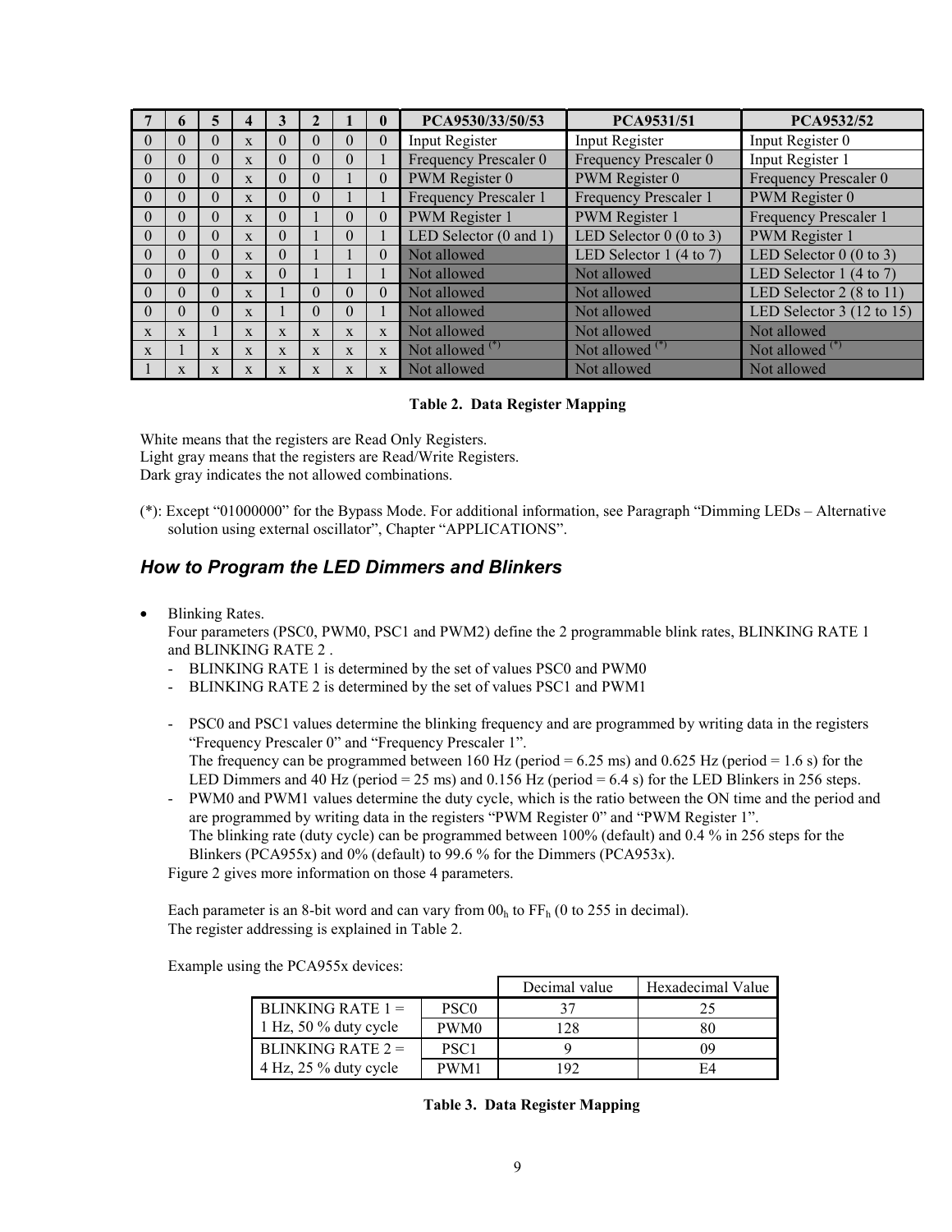| 7 | 6 | 5 | 4 | 3 | 2 | 1 | 0 | PCA9530/33/50/53 | PCA9531/51 | PCA9532/52 |
|---|---|---|---|---|---|---|---|---|---|---|
| 0 | 0 | 0 | x | 0 | 0 | 0 | 0 | Input Register | Input Register | Input Register 0 |
| 0 | 0 | 0 | x | 0 | 0 | 0 | 1 | Frequency Prescaler 0 | Frequency Prescaler 0 | Input Register 1 |
| 0 | 0 | 0 | x | 0 | 0 | 1 | 0 | PWM Register 0 | PWM Register 0 | Frequency Prescaler 0 |
| 0 | 0 | 0 | x | 0 | 0 | 1 | 1 | Frequency Prescaler 1 | Frequency Prescaler 1 | PWM Register 0 |
| 0 | 0 | 0 | x | 0 | 1 | 0 | 0 | PWM Register 1 | PWM Register 1 | Frequency Prescaler 1 |
| 0 | 0 | 0 | x | 0 | 1 | 0 | 1 | LED Selector (0 and 1) | LED Selector 0 (0 to 3) | PWM Register 1 |
| 0 | 0 | 0 | x | 0 | 1 | 1 | 0 | Not allowed | LED Selector 1 (4 to 7) | LED Selector 0 (0 to 3) |
| 0 | 0 | 0 | x | 0 | 1 | 1 | 1 | Not allowed | Not allowed | LED Selector 1 (4 to 7) |
| 0 | 0 | 0 | x | 1 | 0 | 0 | 0 | Not allowed | Not allowed | LED Selector 2 (8 to 11) |
| 0 | 0 | 0 | x | 1 | 0 | 0 | 1 | Not allowed | Not allowed | LED Selector 3 (12 to 15) |
| x | x | 1 | x | x | x | x | x | Not allowed | Not allowed | Not allowed |
| x | 1 | x | x | x | x | x | x | Not allowed (*) | Not allowed (*) | Not allowed (*) |
| 1 | x | x | x | x | x | x | x | Not allowed | Not allowed | Not allowed |

**Table 2. Data Register Mapping**

White means that the registers are Read Only Registers.
Light gray means that the registers are Read/Write Registers.
Dark gray indicates the not allowed combinations.

(*): Except "01000000" for the Bypass Mode. For additional information, see Paragraph "Dimming LEDs – Alternative solution using external oscillator", Chapter "APPLICATIONS".

## *How to Program the LED Dimmers and Blinkers*

- Blinking Rates.
  Four parameters (PSC0, PWM0, PSC1 and PWM2) define the 2 programmable blink rates, BLINKING RATE 1 and BLINKING RATE 2 .
  - BLINKING RATE 1 is determined by the set of values PSC0 and PWM0
  - BLINKING RATE 2 is determined by the set of values PSC1 and PWM1

  - PSC0 and PSC1 values determine the blinking frequency and are programmed by writing data in the registers "Frequency Prescaler 0" and "Frequency Prescaler 1".
    The frequency can be programmed between 160 Hz (period = 6.25 ms) and 0.625 Hz (period = 1.6 s) for the LED Dimmers and 40 Hz (period = 25 ms) and 0.156 Hz (period = 6.4 s) for the LED Blinkers in 256 steps.
  - PWM0 and PWM1 values determine the duty cycle, which is the ratio between the ON time and the period and are programmed by writing data in the registers "PWM Register 0" and "PWM Register 1".
    The blinking rate (duty cycle) can be programmed between 100% (default) and 0.4 % in 256 steps for the Blinkers (PCA955x) and 0% (default) to 99.6 % for the Dimmers (PCA953x).

  Figure 2 gives more information on those 4 parameters.

  Each parameter is an 8-bit word and can vary from $00_h$ to $FF_h$ (0 to 255 in decimal).
  The register addressing is explained in Table 2.

  Example using the PCA955x devices:

| | | Decimal value | Hexadecimal Value |
|---|---|---|---|
| BLINKING RATE 1 = 1 Hz, 50 % duty cycle | PSC0 | 37 | 25 |
| | PWM0 | 128 | 80 |
| BLINKING RATE 2 = 4 Hz, 25 % duty cycle | PSC1 | 9 | 09 |
| | PWM1 | 192 | E4 |

**Table 3. Data Register Mapping**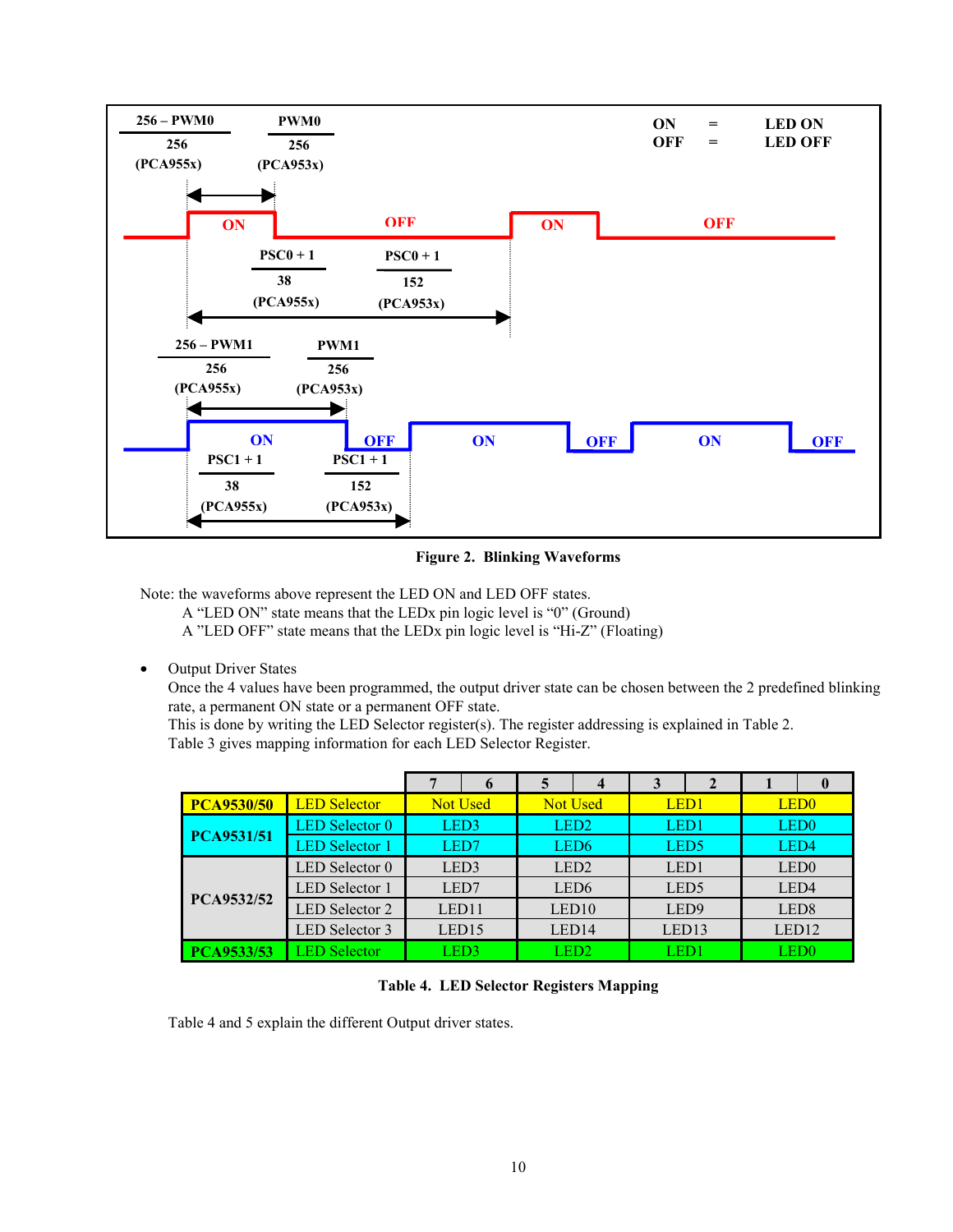ON = LED ON
OFF = LED OFF

$\frac{256 - PWM0}{256}$ (PCA955x) $\frac{PWM0}{256}$ (PCA953x)

$\frac{PSC0 + 1}{38}$ (PCA955x) $\frac{PSC0 + 1}{152}$ (PCA953x)

$\frac{256 - PWM1}{256}$ (PCA955x) $\frac{PWM1}{256}$ (PCA953x)

$\frac{PSC1 + 1}{38}$ (PCA955x) $\frac{PSC1 + 1}{152}$ (PCA953x)

**Figure 2. Blinking Waveforms**

Note: the waveforms above represent the LED ON and LED OFF states.
A "LED ON" state means that the LEDx pin logic level is "0" (Ground)
A "LED OFF" state means that the LEDx pin logic level is "Hi-Z" (Floating)

- Output Driver States
  Once the 4 values have been programmed, the output driver state can be chosen between the 2 predefined blinking rate, a permanent ON state or a permanent OFF state.
  This is done by writing the LED Selector register(s). The register addressing is explained in Table 2.
  Table 3 gives mapping information for each LED Selector Register.

| | | 7 - 6 | 5 - 4 | 3 - 2 | 1 - 0 |
|---|---|---|---|---|---|
| **PCA9530/50** | LED Selector | Not Used | Not Used | LED1 | LED0 |
| **PCA9531/51** | LED Selector 0 | LED3 | LED2 | LED1 | LED0 |
| | LED Selector 1 | LED7 | LED6 | LED5 | LED4 |
| **PCA9532/52** | LED Selector 0 | LED3 | LED2 | LED1 | LED0 |
| | LED Selector 1 | LED7 | LED6 | LED5 | LED4 |
| | LED Selector 2 | LED11 | LED10 | LED9 | LED8 |
| | LED Selector 3 | LED15 | LED14 | LED13 | LED12 |
| **PCA9533/53** | LED Selector | LED3 | LED2 | LED1 | LED0 |

**Table 4. LED Selector Registers Mapping**

Table 4 and 5 explain the different Output driver states.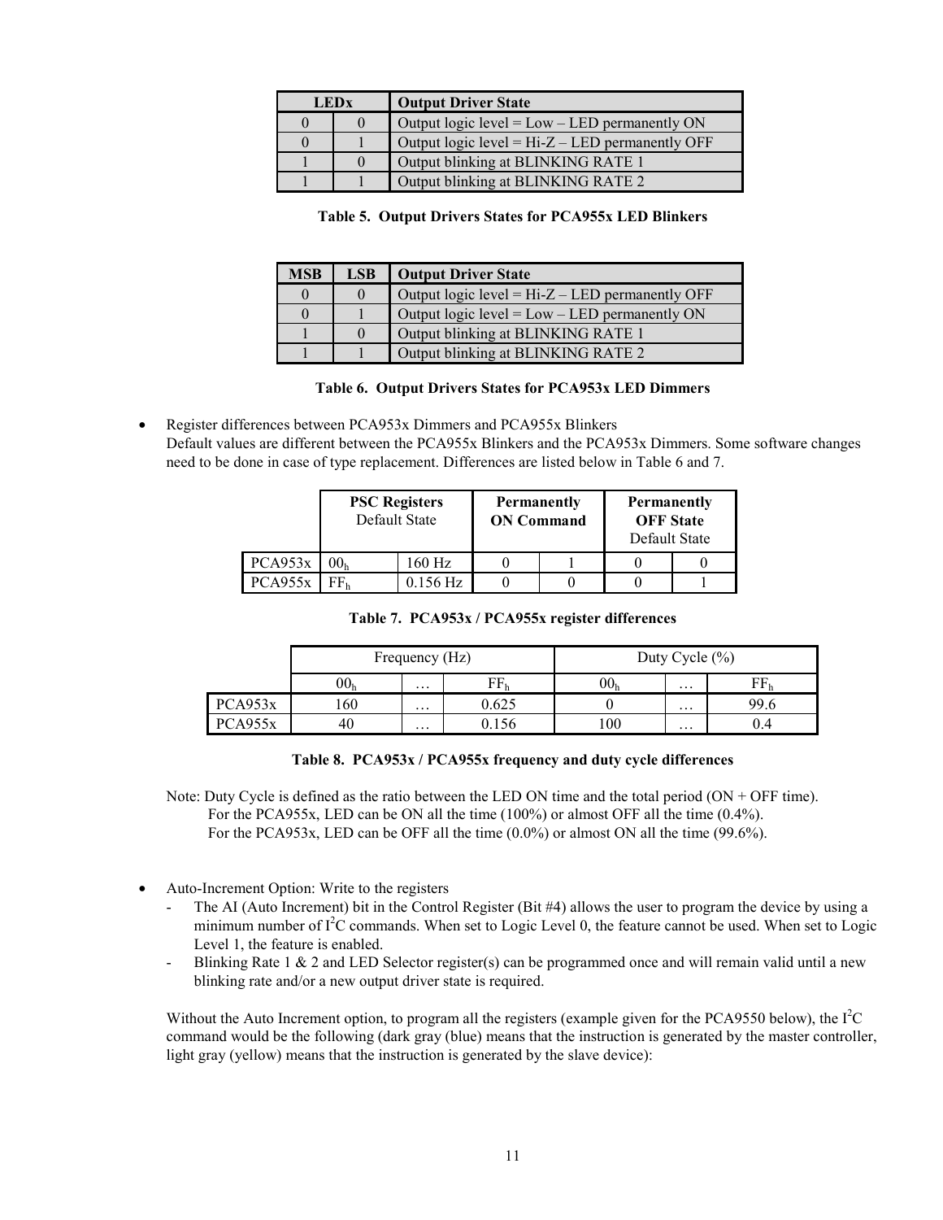| LEDx | | Output Driver State |
|---|---|---|
| 0 | 0 | Output logic level = Low – LED permanently ON |
| 0 | 1 | Output logic level = Hi-Z – LED permanently OFF |
| 1 | 0 | Output blinking at BLINKING RATE 1 |
| 1 | 1 | Output blinking at BLINKING RATE 2 |

**Table 5. Output Drivers States for PCA955x LED Blinkers**

| MSB | LSB | Output Driver State |
|---|---|---|
| 0 | 0 | Output logic level = Hi-Z – LED permanently OFF |
| 0 | 1 | Output logic level = Low – LED permanently ON |
| 1 | 0 | Output blinking at BLINKING RATE 1 |
| 1 | 1 | Output blinking at BLINKING RATE 2 |

**Table 6. Output Drivers States for PCA953x LED Dimmers**

- Register differences between PCA953x Dimmers and PCA955x Blinkers
  Default values are different between the PCA955x Blinkers and the PCA953x Dimmers. Some software changes need to be done in case of type replacement. Differences are listed below in Table 6 and 7.

| | **PSC Registers** Default State | | **Permanently ON Command** | | **Permanently OFF State** Default State | |
|---|---|---|---|---|---|---|
| PCA953x | $00_h$ | 160 Hz | 0 | 1 | 0 | 0 |
| PCA955x | $FF_h$ | 0.156 Hz | 0 | 0 | 0 | 1 |

**Table 7. PCA953x / PCA955x register differences**

| | Frequency (Hz) | | | Duty Cycle (%) | | |
|---|---|---|---|---|---|---|
| | $00_h$ | … | $FF_h$ | $00_h$ | … | $FF_h$ |
| PCA953x | 160 | … | 0.625 | 0 | … | 99.6 |
| PCA955x | 40 | … | 0.156 | 100 | … | 0.4 |

**Table 8. PCA953x / PCA955x frequency and duty cycle differences**

Note: Duty Cycle is defined as the ratio between the LED ON time and the total period (ON + OFF time).
For the PCA955x, LED can be ON all the time (100%) or almost OFF all the time (0.4%).
For the PCA953x, LED can be OFF all the time (0.0%) or almost ON all the time (99.6%).

- Auto-Increment Option: Write to the registers
  - The AI (Auto Increment) bit in the Control Register (Bit #4) allows the user to program the device by using a minimum number of $I^2C$ commands. When set to Logic Level 0, the feature cannot be used. When set to Logic Level 1, the feature is enabled.
  - Blinking Rate 1 & 2 and LED Selector register(s) can be programmed once and will remain valid until a new blinking rate and/or a new output driver state is required.

Without the Auto Increment option, to program all the registers (example given for the PCA9550 below), the $I^2C$ command would be the following (dark gray (blue) means that the instruction is generated by the master controller, light gray (yellow) means that the instruction is generated by the slave device):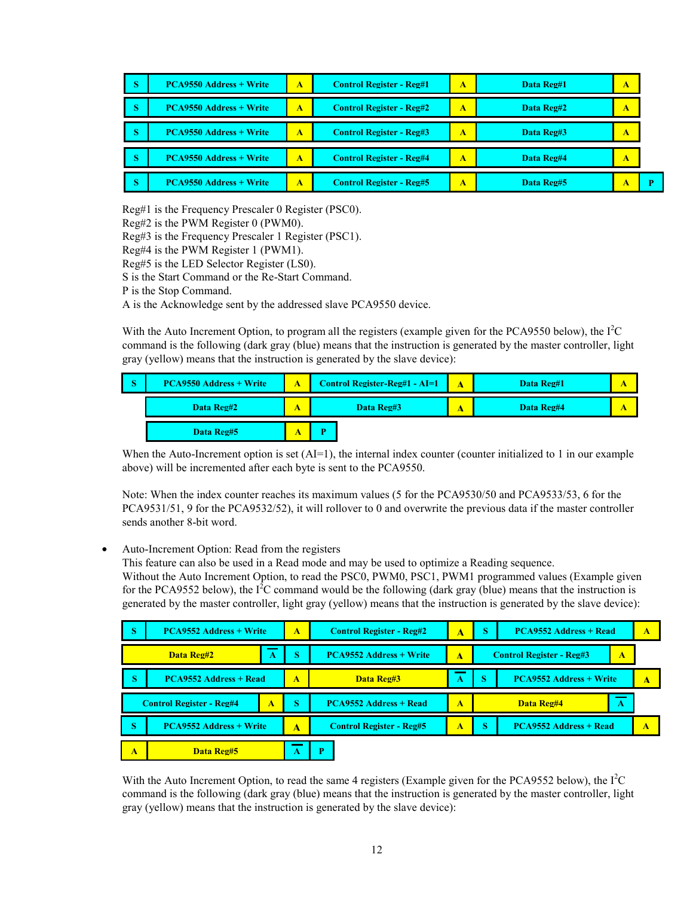| S | PCA9550 Address + Write | A | Control Register - Reg#1 | A | Data Reg#1 | A | |
|---|---|---|---|---|---|---|---|
| S | PCA9550 Address + Write | A | Control Register - Reg#2 | A | Data Reg#2 | A | |
| S | PCA9550 Address + Write | A | Control Register - Reg#3 | A | Data Reg#3 | A | |
| S | PCA9550 Address + Write | A | Control Register - Reg#4 | A | Data Reg#4 | A | |
| S | PCA9550 Address + Write | A | Control Register - Reg#5 | A | Data Reg#5 | A | P |

Reg#1 is the Frequency Prescaler 0 Register (PSC0).
Reg#2 is the PWM Register 0 (PWM0).
Reg#3 is the Frequency Prescaler 1 Register (PSC1).
Reg#4 is the PWM Register 1 (PWM1).
Reg#5 is the LED Selector Register (LS0).
S is the Start Command or the Re-Start Command.
P is the Stop Command.
A is the Acknowledge sent by the addressed slave PCA9550 device.

With the Auto Increment Option, to program all the registers (example given for the PCA9550 below), the I$^2$C command is the following (dark gray (blue) means that the instruction is generated by the master controller, light gray (yellow) means that the instruction is generated by the slave device):

| S | PCA9550 Address + Write | A | Control Register-Reg#1 - AI=1 | A | Data Reg#1 | A |
|---|---|---|---|---|---|---|
| | Data Reg#2 | A | Data Reg#3 | A | Data Reg#4 | A |
| | Data Reg#5 | A | P | | | |

When the Auto-Increment option is set (AI=1), the internal index counter (counter initialized to 1 in our example above) will be incremented after each byte is sent to the PCA9550.

Note: When the index counter reaches its maximum values (5 for the PCA9530/50 and PCA9533/53, 6 for the PCA9531/51, 9 for the PCA9532/52), it will rollover to 0 and overwrite the previous data if the master controller sends another 8-bit word.

- Auto-Increment Option: Read from the registers
  This feature can also be used in a Read mode and may be used to optimize a Reading sequence.
  Without the Auto Increment Option, to read the PSC0, PWM0, PSC1, PWM1 programmed values (Example given for the PCA9552 below), the I$^2$C command would be the following (dark gray (blue) means that the instruction is generated by the master controller, light gray (yellow) means that the instruction is generated by the slave device):

| S | PCA9552 Address + Write | A | Control Register - Reg#2 | A | S | PCA9552 Address + Read | A |
|---|---|---|---|---|---|---|---|
| Data Reg#2 | $\overline{A}$ | S | PCA9552 Address + Write | A | Control Register - Reg#3 | A | |
| S | PCA9552 Address + Read | A | Data Reg#3 | $\overline{A}$ | S | PCA9552 Address + Write | A |
| Control Register - Reg#4 | A | S | PCA9552 Address + Read | A | Data Reg#4 | $\overline{A}$ | |
| S | PCA9552 Address + Write | A | Control Register - Reg#5 | A | S | PCA9552 Address + Read | A |
| A | Data Reg#5 | $\overline{A}$ | P | | | | |

With the Auto Increment Option, to read the same 4 registers (Example given for the PCA9552 below), the I$^2$C command is the following (dark gray (blue) means that the instruction is generated by the master controller, light gray (yellow) means that the instruction is generated by the slave device):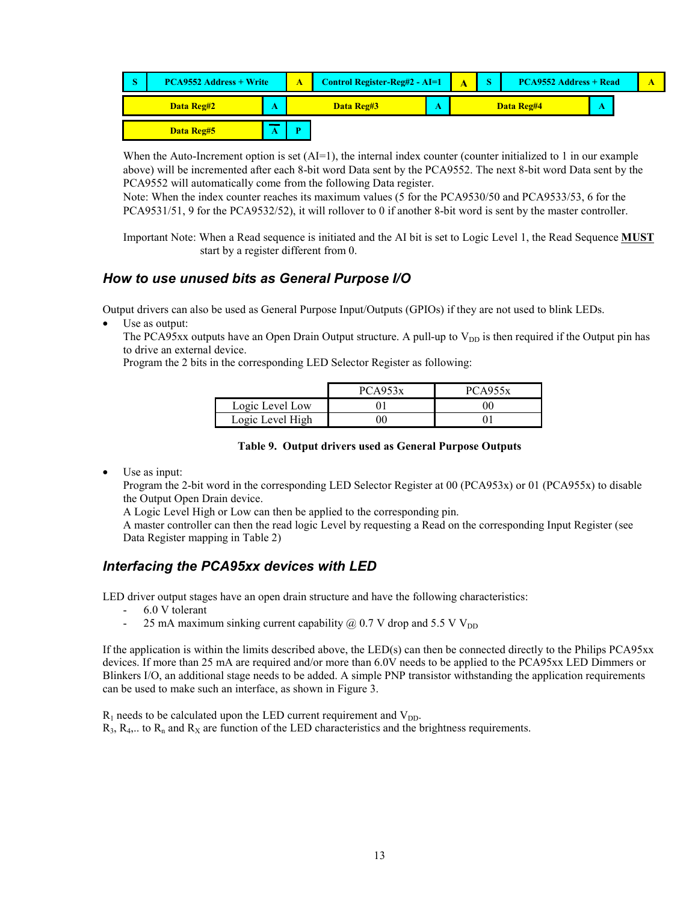| S | PCA9552 Address + Write | A | Control Register-Reg#2 - AI=1 | A | S | PCA9552 Address + Read | A |
|---|---|---|---|---|---|---|---|

| Data Reg#2 | A | Data Reg#3 | A | Data Reg#4 | A |
|---|---|---|---|---|---|

| Data Reg#5 | $\overline{A}$ | P |
|---|---|---|

When the Auto-Increment option is set (AI=1), the internal index counter (counter initialized to 1 in our example above) will be incremented after each 8-bit word Data sent by the PCA9552. The next 8-bit word Data sent by the PCA9552 will automatically come from the following Data register.
Note: When the index counter reaches its maximum values (5 for the PCA9530/50 and PCA9533/53, 6 for the PCA9531/51, 9 for the PCA9532/52), it will rollover to 0 if another 8-bit word is sent by the master controller.

Important Note: When a Read sequence is initiated and the AI bit is set to Logic Level 1, the Read Sequence **MUST** start by a register different from 0.

## *How to use unused bits as General Purpose I/O*

Output drivers can also be used as General Purpose Input/Outputs (GPIOs) if they are not used to blink LEDs.

- Use as output:
  The PCA95xx outputs have an Open Drain Output structure. A pull-up to $V_{DD}$ is then required if the Output pin has to drive an external device.
  Program the 2 bits in the corresponding LED Selector Register as following:

| | PCA953x | PCA955x |
|---|---|---|
| Logic Level Low | 01 | 00 |
| Logic Level High | 00 | 01 |

**Table 9. Output drivers used as General Purpose Outputs**

- Use as input:
  Program the 2-bit word in the corresponding LED Selector Register at 00 (PCA953x) or 01 (PCA955x) to disable the Output Open Drain device.
  A Logic Level High or Low can then be applied to the corresponding pin.
  A master controller can then the read logic Level by requesting a Read on the corresponding Input Register (see Data Register mapping in Table 2)

## *Interfacing the PCA95xx devices with LED*

LED driver output stages have an open drain structure and have the following characteristics:

- 6.0 V tolerant
- 25 mA maximum sinking current capability @ 0.7 V drop and 5.5 V $V_{DD}$

If the application is within the limits described above, the LED(s) can then be connected directly to the Philips PCA95xx devices. If more than 25 mA are required and/or more than 6.0V needs to be applied to the PCA95xx LED Dimmers or Blinkers I/O, an additional stage needs to be added. A simple PNP transistor withstanding the application requirements can be used to make such an interface, as shown in Figure 3.

$R_1$ needs to be calculated upon the LED current requirement and $V_{DD}$.
$R_3$, $R_4$,.. to $R_n$ and $R_X$ are function of the LED characteristics and the brightness requirements.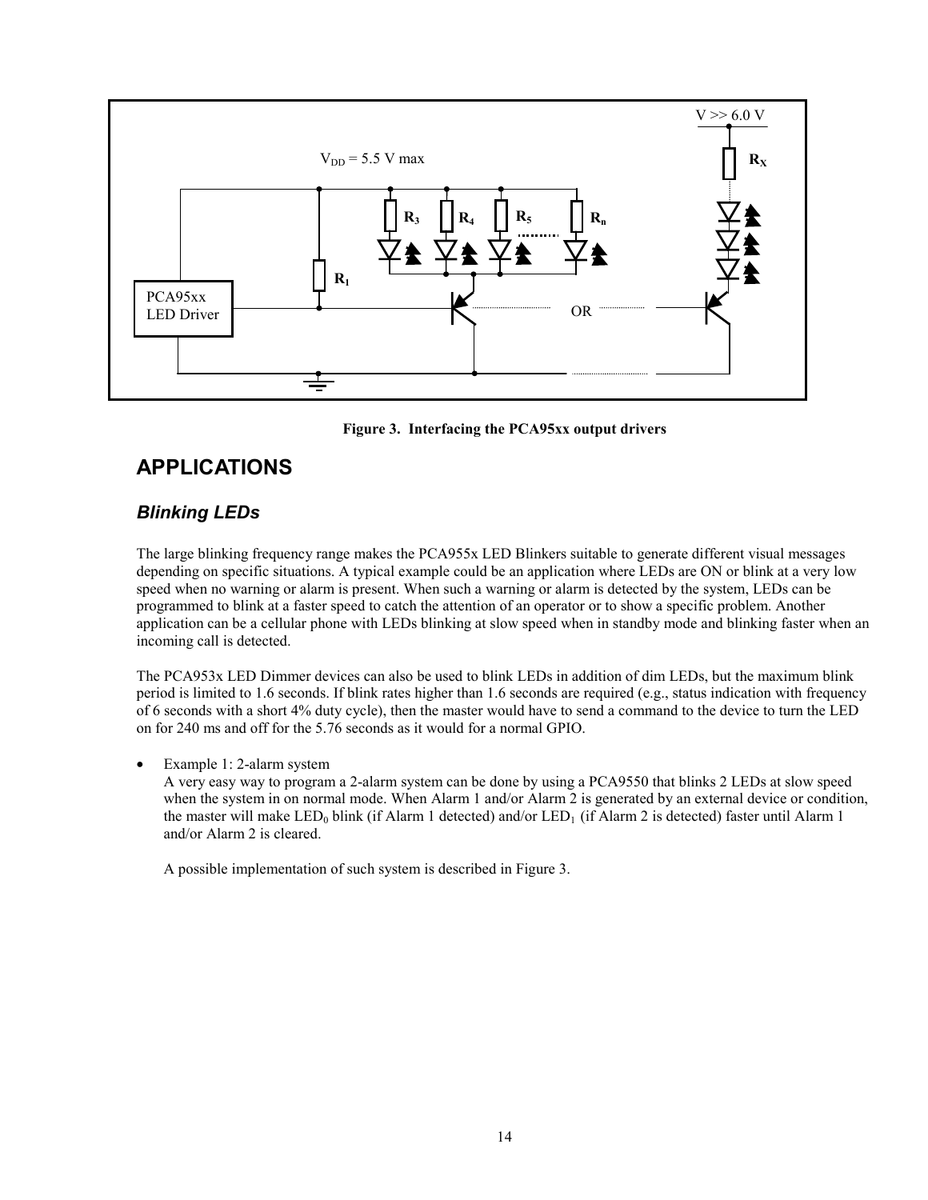Figure 3. Interfacing the PCA95xx output drivers

## APPLICATIONS

### *Blinking LEDs*

The large blinking frequency range makes the PCA955x LED Blinkers suitable to generate different visual messages depending on specific situations. A typical example could be an application where LEDs are ON or blink at a very low speed when no warning or alarm is present. When such a warning or alarm is detected by the system, LEDs can be programmed to blink at a faster speed to catch the attention of an operator or to show a specific problem. Another application can be a cellular phone with LEDs blinking at slow speed when in standby mode and blinking faster when an incoming call is detected.

The PCA953x LED Dimmer devices can also be used to blink LEDs in addition of dim LEDs, but the maximum blink period is limited to 1.6 seconds. If blink rates higher than 1.6 seconds are required (e.g., status indication with frequency of 6 seconds with a short 4% duty cycle), then the master would have to send a command to the device to turn the LED on for 240 ms and off for the 5.76 seconds as it would for a normal GPIO.

- Example 1: 2-alarm system
  A very easy way to program a 2-alarm system can be done by using a PCA9550 that blinks 2 LEDs at slow speed when the system in on normal mode. When Alarm 1 and/or Alarm 2 is generated by an external device or condition, the master will make $LED_0$ blink (if Alarm 1 detected) and/or $LED_1$ (if Alarm 2 is detected) faster until Alarm 1 and/or Alarm 2 is cleared.

  A possible implementation of such system is described in Figure 3.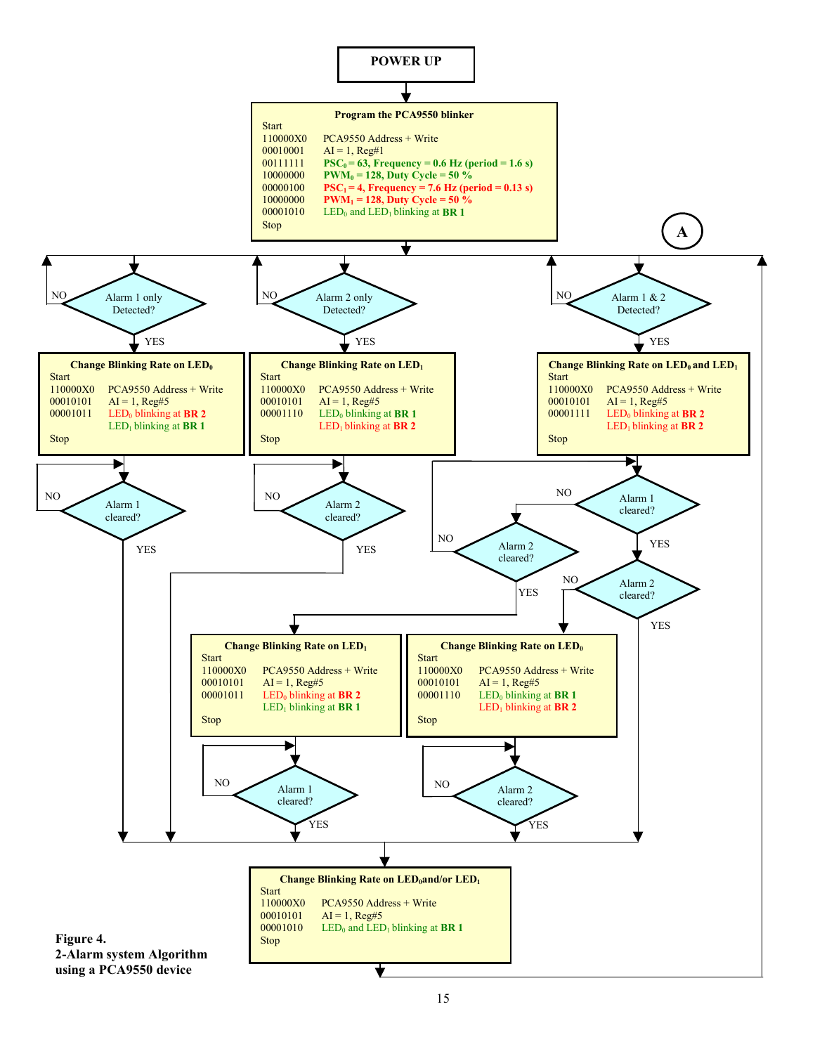**POWER UP**

**Program the PCA9550 blinker**

```
Start
110000X0    PCA9550 Address + Write
00010001    AI = 1, Reg#1
00111111    PSC0 = 63, Frequency = 0.6 Hz (period = 1.6 s)
10000000    PWM0 = 128, Duty Cycle = 50 %
00000100    PSC1 = 4, Frequency = 7.6 Hz (period = 0.13 s)
10000000    PWM1 = 128, Duty Cycle = 50 %
00001010    LED0 and LED1 blinking at BR 1
Stop
```

**A**

**Alarm 1 only Detected?** — NO: loop back; YES:

**Change Blinking Rate on $LED_0$**

```
Start
110000X0    PCA9550 Address + Write
00010101    AI = 1, Reg#5
00001011    LED0 blinking at BR 2
            LED1 blinking at BR 1
Stop
```

→ Alarm 1 cleared? (NO: loop; YES: go to final block)

**Alarm 2 only Detected?** — NO: loop back; YES:

**Change Blinking Rate on $LED_1$**

```
Start
110000X0    PCA9550 Address + Write
00010101    AI = 1, Reg#5
00001110    LED0 blinking at BR 1
            LED1 blinking at BR 2
Stop
```

→ Alarm 2 cleared? (NO: loop; YES: go to final block)

**Alarm 1 & 2 Detected?** — NO: loop back; YES:

**Change Blinking Rate on $LED_0$ and $LED_1$**

```
Start
110000X0    PCA9550 Address + Write
00010101    AI = 1, Reg#5
00001111    LED0 blinking at BR 2
            LED1 blinking at BR 2
Stop
```

→ Alarm 1 cleared?
- NO → Alarm 2 cleared? (NO: loop back; YES:)

**Change Blinking Rate on $LED_1$**

```
Start
110000X0    PCA9550 Address + Write
00010101    AI = 1, Reg#5
00001011    LED0 blinking at BR 2
            LED1 blinking at BR 1
Stop
```

→ Alarm 1 cleared? (NO: loop; YES: go to final block)

- YES → Alarm 2 cleared? (YES: go to final block; NO:)

**Change Blinking Rate on $LED_0$**

```
Start
110000X0    PCA9550 Address + Write
00010101    AI = 1, Reg#5
00001110    LED0 blinking at BR 1
            LED1 blinking at BR 2
Stop
```

→ Alarm 2 cleared? (NO: loop; YES: go to final block)

**Change Blinking Rate on $LED_0$and/or $LED_1$**

```
Start
110000X0    PCA9550 Address + Write
00010101    AI = 1, Reg#5
00001010    LED0 and LED1 blinking at BR 1
Stop
```

→ back to A

**Figure 4.**
**2-Alarm system Algorithm using a PCA9550 device**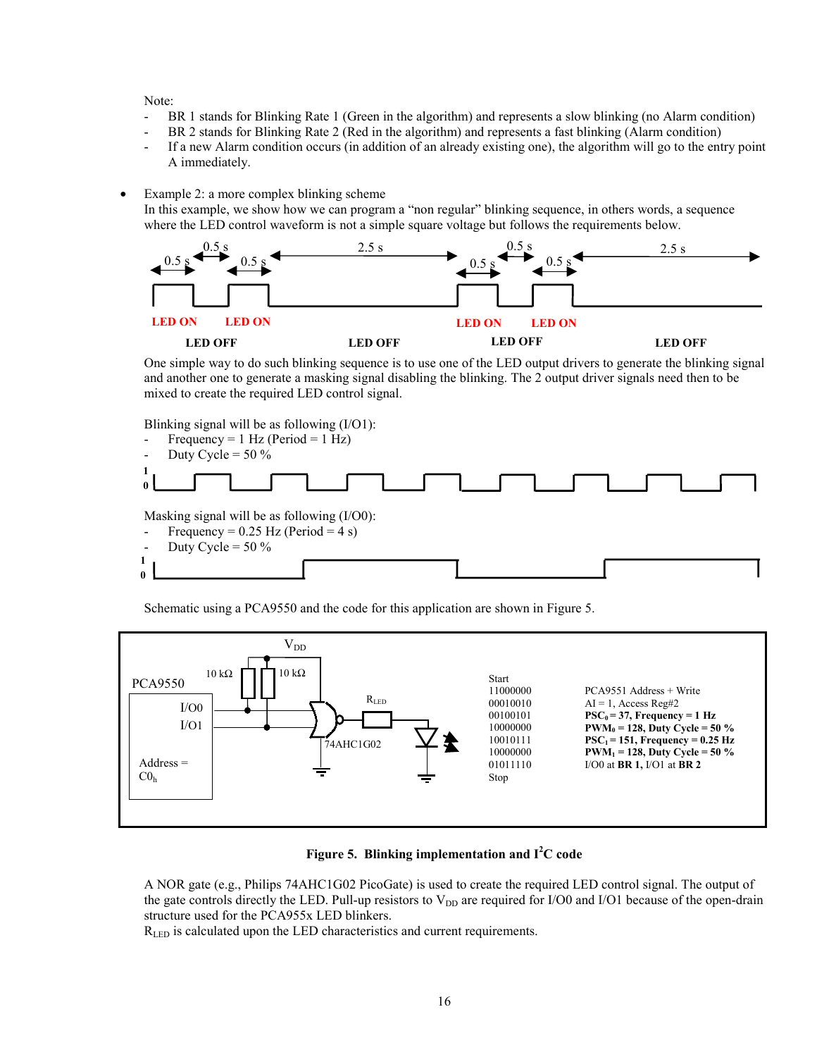Note:

- BR 1 stands for Blinking Rate 1 (Green in the algorithm) and represents a slow blinking (no Alarm condition)
- BR 2 stands for Blinking Rate 2 (Red in the algorithm) and represents a fast blinking (Alarm condition)
- If a new Alarm condition occurs (in addition of an already existing one), the algorithm will go to the entry point A immediately.

- Example 2: a more complex blinking scheme

  In this example, we show how we can program a "non regular" blinking sequence, in others words, a sequence where the LED control waveform is not a simple square voltage but follows the requirements below.

0.5 s | 0.5 s | 0.5 s | 2.5 s | 0.5 s | 0.5 s | 0.5 s | 2.5 s

LED ON LED ON LED ON LED ON

LED OFF LED OFF LED OFF LED OFF

One simple way to do such blinking sequence is to use one of the LED output drivers to generate the blinking signal and another one to generate a masking signal disabling the blinking. The 2 output driver signals need then to be mixed to create the required LED control signal.

Blinking signal will be as following (I/O1):

- Frequency = 1 Hz (Period = 1 Hz)
- Duty Cycle = 50 %

Masking signal will be as following (I/O0):

- Frequency = 0.25 Hz (Period = 4 s)
- Duty Cycle = 50 %

Schematic using a PCA9550 and the code for this application are shown in Figure 5.

PCA9550: I/O0, I/O1, Address = $C0_h$; $V_{DD}$; 10 kΩ; 10 kΩ; $R_{LED}$; 74AHC1G02

| | |
|---|---|
| Start | |
| 11000000 | PCA9551 Address + Write |
| 00010010 | AI = 1, Access Reg#2 |
| 00100101 | **$PSC_0$ = 37, Frequency = 1 Hz** |
| 10000000 | **$PWM_0$ = 128, Duty Cycle = 50 %** |
| 10010111 | **$PSC_1$ = 151, Frequency = 0.25 Hz** |
| 10000000 | **$PWM_1$ = 128, Duty Cycle = 50 %** |
| 01011110 | I/O0 at **BR 1,** I/O1 at **BR 2** |
| Stop | |

**Figure 5. Blinking implementation and I²C code**

A NOR gate (e.g., Philips 74AHC1G02 PicoGate) is used to create the required LED control signal. The output of the gate controls directly the LED. Pull-up resistors to $V_{DD}$ are required for I/O0 and I/O1 because of the open-drain structure used for the PCA955x LED blinkers.

$R_{LED}$ is calculated upon the LED characteristics and current requirements.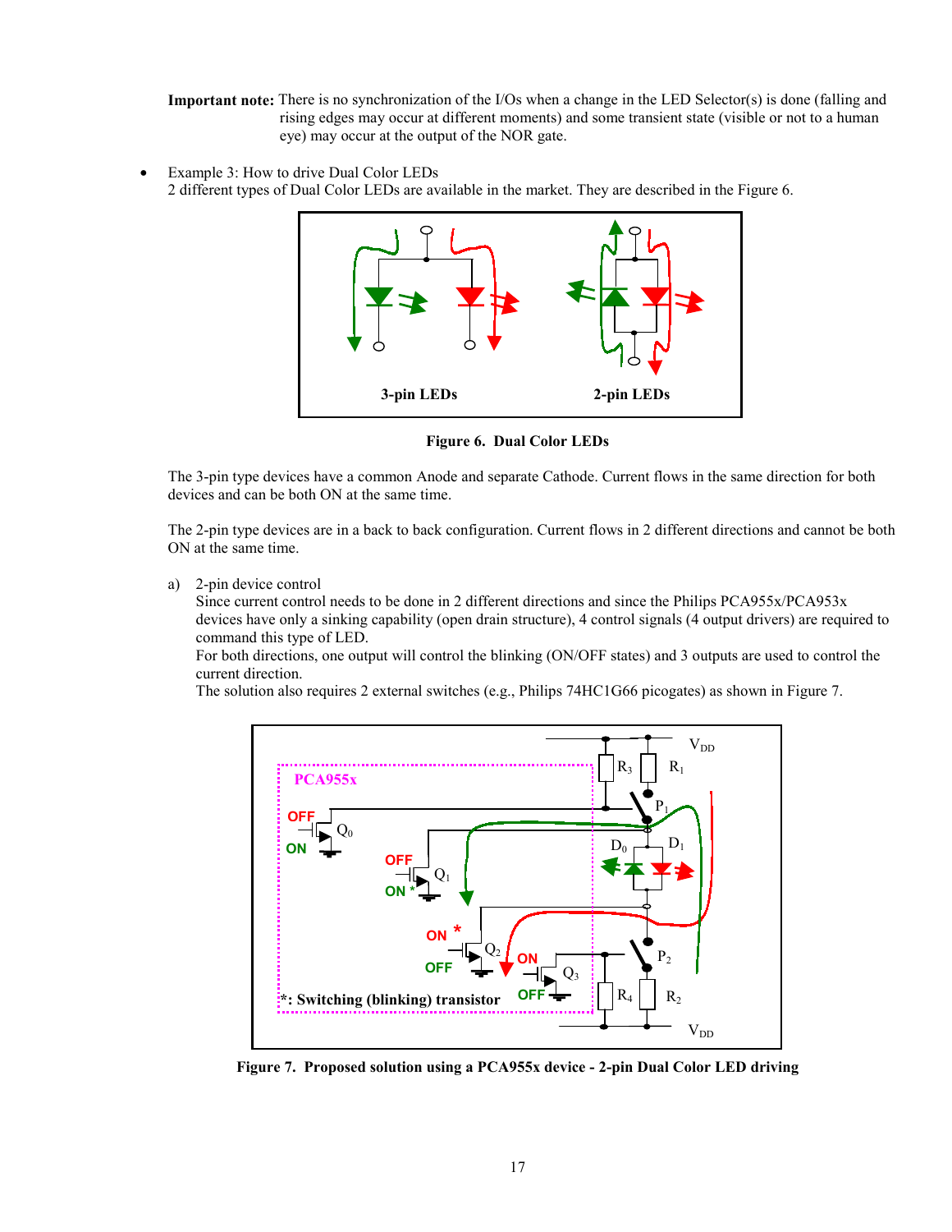**Important note:** There is no synchronization of the I/Os when a change in the LED Selector(s) is done (falling and rising edges may occur at different moments) and some transient state (visible or not to a human eye) may occur at the output of the NOR gate.

- Example 3: How to drive Dual Color LEDs
  2 different types of Dual Color LEDs are available in the market. They are described in the Figure 6.

**Figure 6. Dual Color LEDs**

The 3-pin type devices have a common Anode and separate Cathode. Current flows in the same direction for both devices and can be both ON at the same time.

The 2-pin type devices are in a back to back configuration. Current flows in 2 different directions and cannot be both ON at the same time.

a) 2-pin device control
   Since current control needs to be done in 2 different directions and since the Philips PCA955x/PCA953x devices have only a sinking capability (open drain structure), 4 control signals (4 output drivers) are required to command this type of LED.
   For both directions, one output will control the blinking (ON/OFF states) and 3 outputs are used to control the current direction.
   The solution also requires 2 external switches (e.g., Philips 74HC1G66 picogates) as shown in Figure 7.

**Figure 7. Proposed solution using a PCA955x device - 2-pin Dual Color LED driving**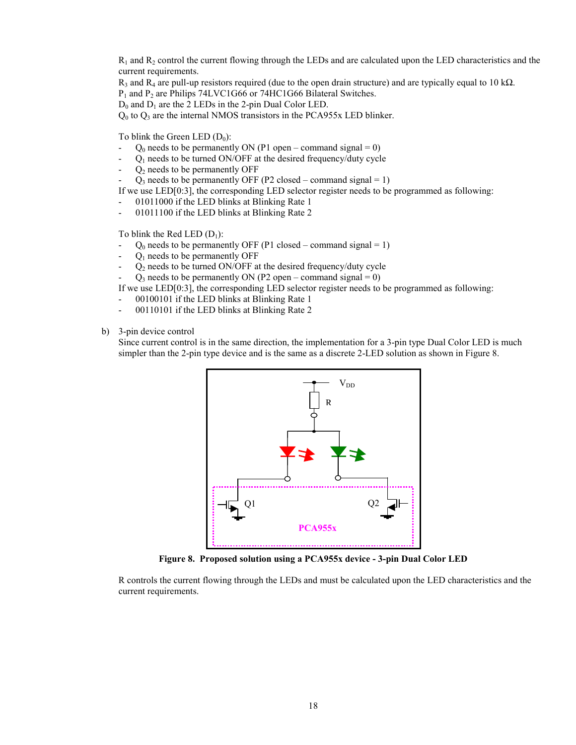$R_1$ and $R_2$ control the current flowing through the LEDs and are calculated upon the LED characteristics and the current requirements.
$R_3$ and $R_4$ are pull-up resistors required (due to the open drain structure) and are typically equal to 10 kΩ.
$P_1$ and $P_2$ are Philips 74LVC1G66 or 74HC1G66 Bilateral Switches.
$D_0$ and $D_1$ are the 2 LEDs in the 2-pin Dual Color LED.
$Q_0$ to $Q_3$ are the internal NMOS transistors in the PCA955x LED blinker.

To blink the Green LED ($D_0$):

- $Q_0$ needs to be permanently ON (P1 open – command signal = 0)
- $Q_1$ needs to be turned ON/OFF at the desired frequency/duty cycle
- $Q_2$ needs to be permanently OFF
- $Q_3$ needs to be permanently OFF (P2 closed – command signal = 1)

If we use LED[0:3], the corresponding LED selector register needs to be programmed as following:

- 01011000 if the LED blinks at Blinking Rate 1
- 01011100 if the LED blinks at Blinking Rate 2

To blink the Red LED ($D_1$):

- $Q_0$ needs to be permanently OFF (P1 closed – command signal = 1)
- $Q_1$ needs to be permanently OFF
- $Q_2$ needs to be turned ON/OFF at the desired frequency/duty cycle
- $Q_3$ needs to be permanently ON (P2 open – command signal = 0)

If we use LED[0:3], the corresponding LED selector register needs to be programmed as following:

- 00100101 if the LED blinks at Blinking Rate 1
- 00110101 if the LED blinks at Blinking Rate 2

b) 3-pin device control

Since current control is in the same direction, the implementation for a 3-pin type Dual Color LED is much simpler than the 2-pin type device and is the same as a discrete 2-LED solution as shown in Figure 8.

**Figure 8. Proposed solution using a PCA955x device - 3-pin Dual Color LED**

R controls the current flowing through the LEDs and must be calculated upon the LED characteristics and the current requirements.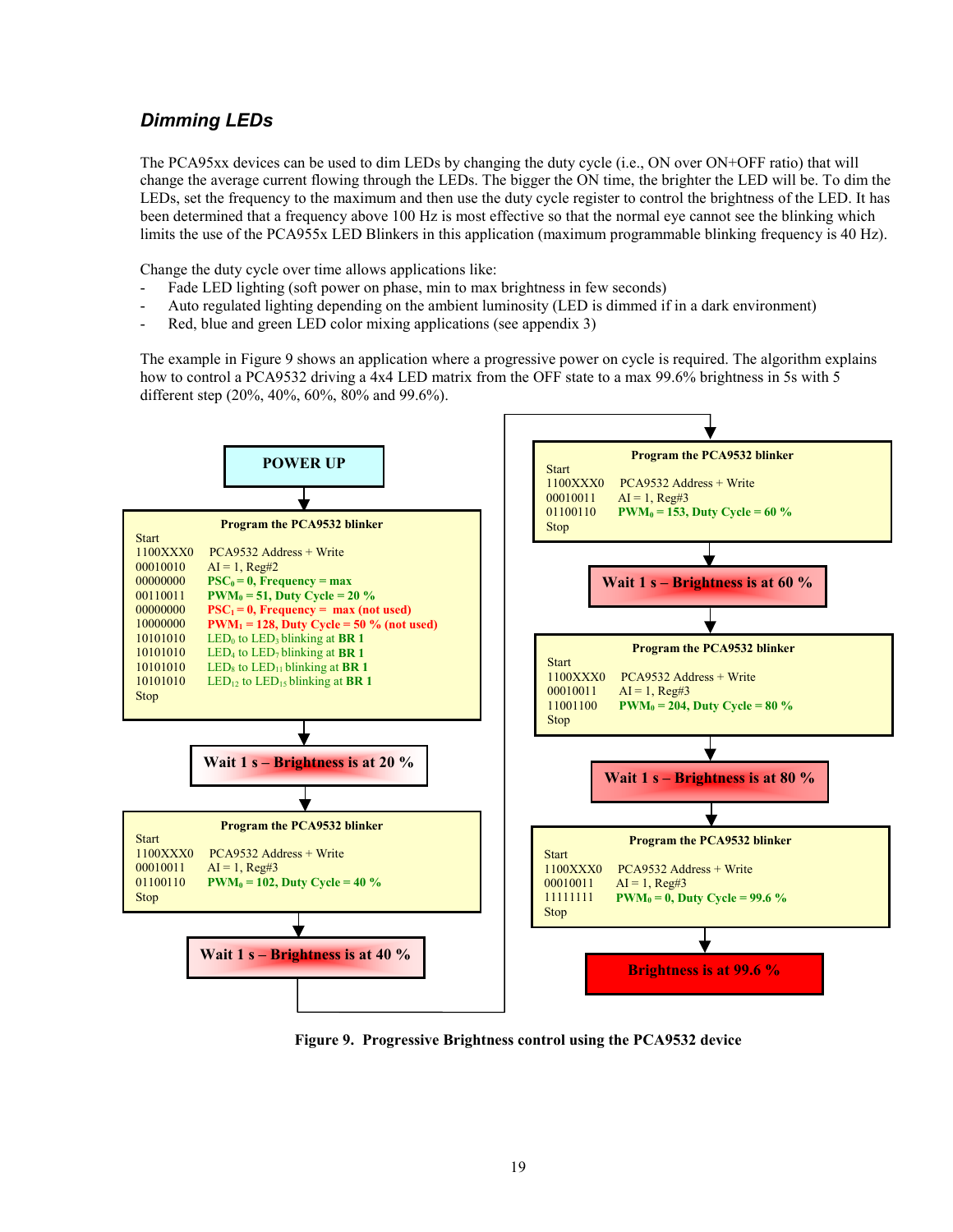### *Dimming LEDs*

The PCA95xx devices can be used to dim LEDs by changing the duty cycle (i.e., ON over ON+OFF ratio) that will change the average current flowing through the LEDs. The bigger the ON time, the brighter the LED will be. To dim the LEDs, set the frequency to the maximum and then use the duty cycle register to control the brightness of the LED. It has been determined that a frequency above 100 Hz is most effective so that the normal eye cannot see the blinking which limits the use of the PCA955x LED Blinkers in this application (maximum programmable blinking frequency is 40 Hz).

Change the duty cycle over time allows applications like:

- Fade LED lighting (soft power on phase, min to max brightness in few seconds)
- Auto regulated lighting depending on the ambient luminosity (LED is dimmed if in a dark environment)
- Red, blue and green LED color mixing applications (see appendix 3)

The example in Figure 9 shows an application where a progressive power on cycle is required. The algorithm explains how to control a PCA9532 driving a 4x4 LED matrix from the OFF state to a max 99.6% brightness in 5s with 5 different step (20%, 40%, 60%, 80% and 99.6%).

**POWER UP**

**Program the PCA9532 blinker**

```
Start
1100XXX0   PCA9532 Address + Write
00010010   AI = 1, Reg#2
00000000   PSC0 = 0, Frequency = max
00110011   PWM0 = 51, Duty Cycle = 20 %
00000000   PSC1 = 0, Frequency = max (not used)
10000000   PWM1 = 128, Duty Cycle = 50 % (not used)
10101010   LED0 to LED3 blinking at BR 1
10101010   LED4 to LED7 blinking at BR 1
10101010   LED8 to LED11 blinking at BR 1
10101010   LED12 to LED15 blinking at BR 1
Stop
```

**Wait 1 s – Brightness is at 20 %**

**Program the PCA9532 blinker**

```
Start
1100XXX0   PCA9532 Address + Write
00010011   AI = 1, Reg#3
01100110   PWM0 = 102, Duty Cycle = 40 %
Stop
```

**Wait 1 s – Brightness is at 40 %**

**Program the PCA9532 blinker**

```
Start
1100XXX0   PCA9532 Address + Write
00010011   AI = 1, Reg#3
01100110   PWM0 = 153, Duty Cycle = 60 %
Stop
```

**Wait 1 s – Brightness is at 60 %**

**Program the PCA9532 blinker**

```
Start
1100XXX0   PCA9532 Address + Write
00010011   AI = 1, Reg#3
11001100   PWM0 = 204, Duty Cycle = 80 %
Stop
```

**Wait 1 s – Brightness is at 80 %**

**Program the PCA9532 blinker**

```
Start
1100XXX0   PCA9532 Address + Write
00010011   AI = 1, Reg#3
11111111   PWM0 = 0, Duty Cycle = 99.6 %
Stop
```

**Brightness is at 99.6 %**

**Figure 9. Progressive Brightness control using the PCA9532 device**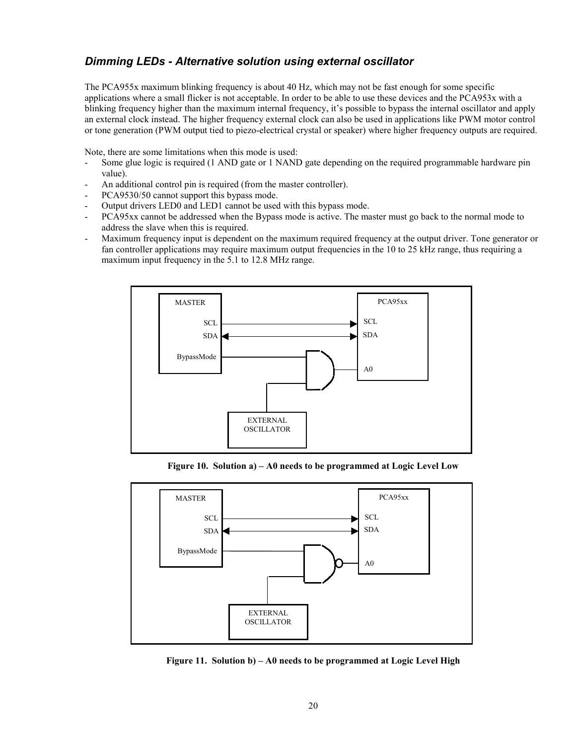### *Dimming LEDs - Alternative solution using external oscillator*

The PCA955x maximum blinking frequency is about 40 Hz, which may not be fast enough for some specific applications where a small flicker is not acceptable. In order to be able to use these devices and the PCA953x with a blinking frequency higher than the maximum internal frequency, it's possible to bypass the internal oscillator and apply an external clock instead. The higher frequency external clock can also be used in applications like PWM motor control or tone generation (PWM output tied to piezo-electrical crystal or speaker) where higher frequency outputs are required.

Note, there are some limitations when this mode is used:

- Some glue logic is required (1 AND gate or 1 NAND gate depending on the required programmable hardware pin value).
- An additional control pin is required (from the master controller).
- PCA9530/50 cannot support this bypass mode.
- Output drivers LED0 and LED1 cannot be used with this bypass mode.
- PCA95xx cannot be addressed when the Bypass mode is active. The master must go back to the normal mode to address the slave when this is required.
- Maximum frequency input is dependent on the maximum required frequency at the output driver. Tone generator or fan controller applications may require maximum output frequencies in the 10 to 25 kHz range, thus requiring a maximum input frequency in the 5.1 to 12.8 MHz range.

**Figure 10. Solution a) – A0 needs to be programmed at Logic Level Low**

**Figure 11. Solution b) – A0 needs to be programmed at Logic Level High**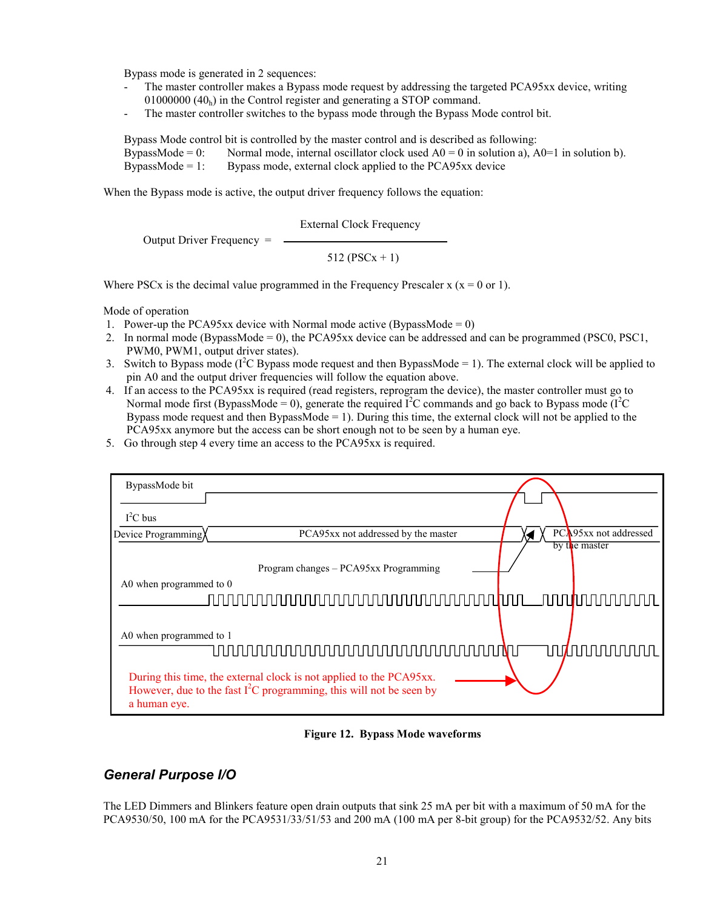Bypass mode is generated in 2 sequences:

- The master controller makes a Bypass mode request by addressing the targeted PCA95xx device, writing 01000000 ($40_h$) in the Control register and generating a STOP command.
- The master controller switches to the bypass mode through the Bypass Mode control bit.

Bypass Mode control bit is controlled by the master control and is described as following:

BypassMode = 0: Normal mode, internal oscillator clock used A0 = 0 in solution a), A0=1 in solution b).
BypassMode = 1: Bypass mode, external clock applied to the PCA95xx device

When the Bypass mode is active, the output driver frequency follows the equation:

$$\text{Output Driver Frequency} = \frac{\text{External Clock Frequency}}{512\ (\text{PSCx} + 1)}$$

Where PSCx is the decimal value programmed in the Frequency Prescaler x (x = 0 or 1).

Mode of operation

1. Power-up the PCA95xx device with Normal mode active (BypassMode = 0)
2. In normal mode (BypassMode = 0), the PCA95xx device can be addressed and can be programmed (PSC0, PSC1, PWM0, PWM1, output driver states).
3. Switch to Bypass mode ($I^2C$ Bypass mode request and then BypassMode = 1). The external clock will be applied to pin A0 and the output driver frequencies will follow the equation above.
4. If an access to the PCA95xx is required (read registers, reprogram the device), the master controller must go to Normal mode first (BypassMode = 0), generate the required $I^2C$ commands and go back to Bypass mode ($I^2C$ Bypass mode request and then BypassMode = 1). During this time, the external clock will not be applied to the PCA95xx anymore but the access can be short enough not to be seen by a human eye.
5. Go through step 4 every time an access to the PCA95xx is required.

BypassMode bit

$I^2C$ bus

Device Programming | PCA95xx not addressed by the master | PCA95xx not addressed by the master

Program changes – PCA95xx Programming

A0 when programmed to 0

A0 when programmed to 1

During this time, the external clock is not applied to the PCA95xx. However, due to the fast $I^2C$ programming, this will not be seen by a human eye.

**Figure 12. Bypass Mode waveforms**

## *General Purpose I/O*

The LED Dimmers and Blinkers feature open drain outputs that sink 25 mA per bit with a maximum of 50 mA for the PCA9530/50, 100 mA for the PCA9531/33/51/53 and 200 mA (100 mA per 8-bit group) for the PCA9532/52. Any bits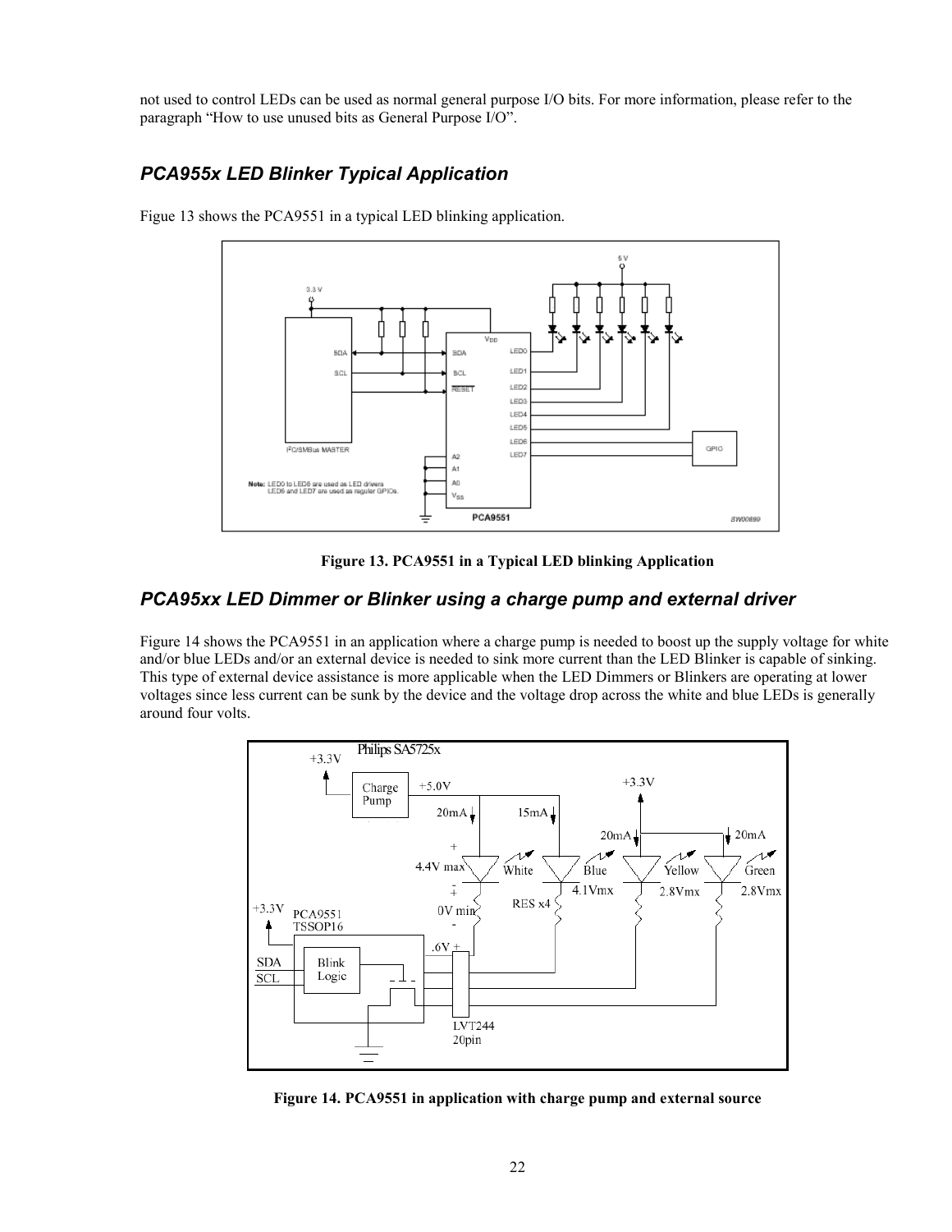not used to control LEDs can be used as normal general purpose I/O bits. For more information, please refer to the paragraph "How to use unused bits as General Purpose I/O".

## *PCA955x LED Blinker Typical Application*

Figue 13 shows the PCA9551 in a typical LED blinking application.

**Figure 13. PCA9551 in a Typical LED blinking Application**

## *PCA95xx LED Dimmer or Blinker using a charge pump and external driver*

Figure 14 shows the PCA9551 in an application where a charge pump is needed to boost up the supply voltage for white and/or blue LEDs and/or an external device is needed to sink more current than the LED Blinker is capable of sinking. This type of external device assistance is more applicable when the LED Dimmers or Blinkers are operating at lower voltages since less current can be sunk by the device and the voltage drop across the white and blue LEDs is generally around four volts.

**Figure 14. PCA9551 in application with charge pump and external source**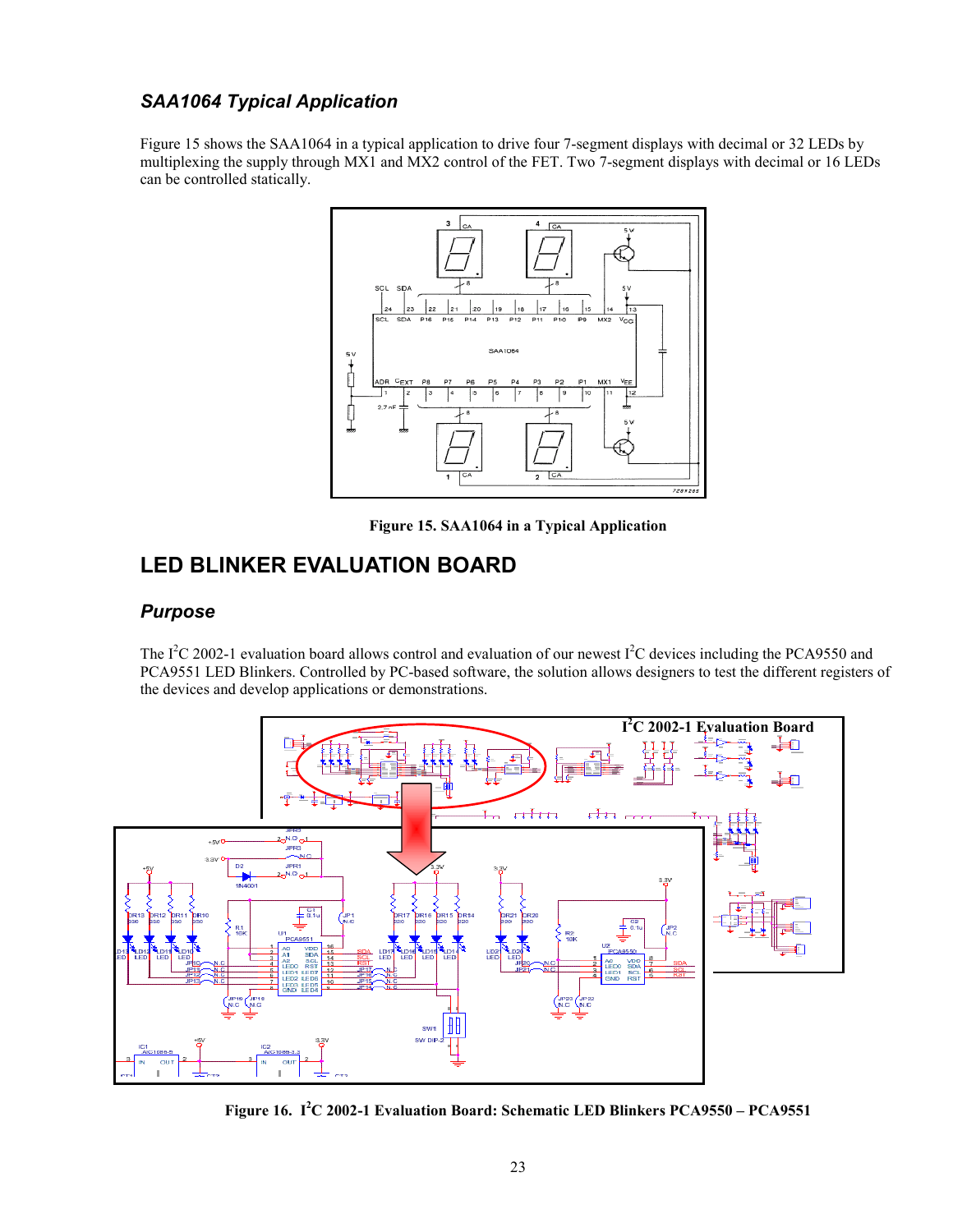### *SAA1064 Typical Application*

Figure 15 shows the SAA1064 in a typical application to drive four 7-segment displays with decimal or 32 LEDs by multiplexing the supply through MX1 and MX2 control of the FET. Two 7-segment displays with decimal or 16 LEDs can be controlled statically.

**Figure 15. SAA1064 in a Typical Application**

## LED BLINKER EVALUATION BOARD

### *Purpose*

The I²C 2002-1 evaluation board allows control and evaluation of our newest I²C devices including the PCA9550 and PCA9551 LED Blinkers. Controlled by PC-based software, the solution allows designers to test the different registers of the devices and develop applications or demonstrations.

**Figure 16. I²C 2002-1 Evaluation Board: Schematic LED Blinkers PCA9550 – PCA9551**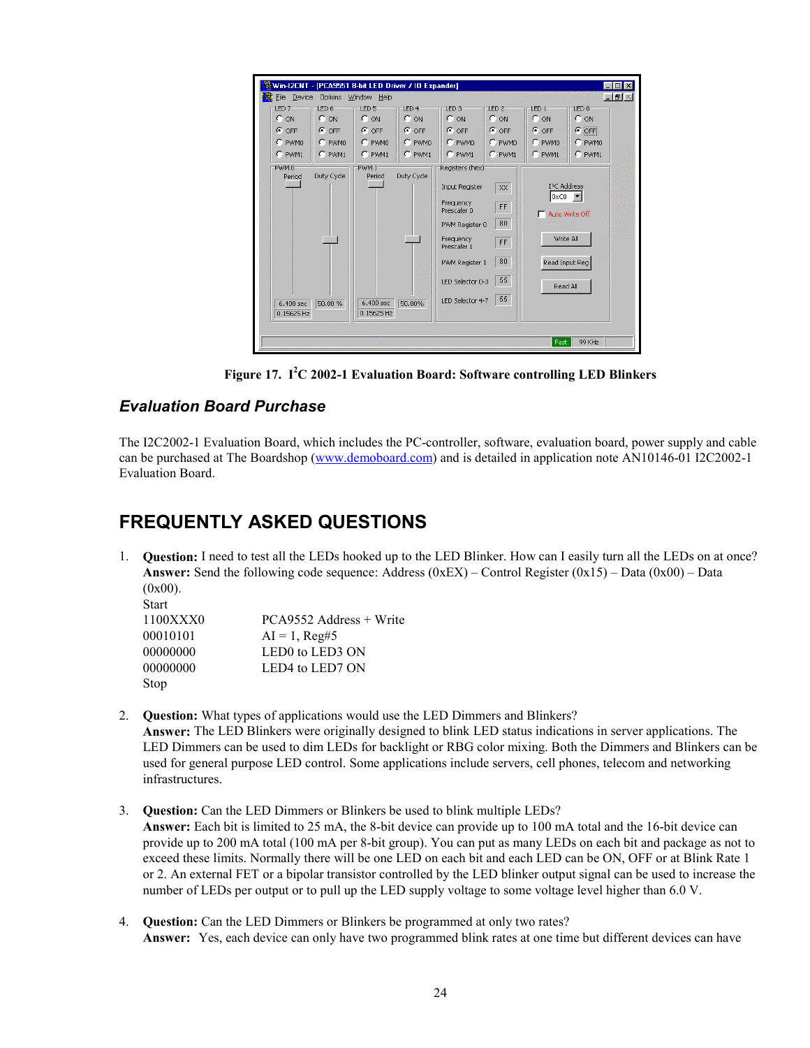Figure 17. I²C 2002-1 Evaluation Board: Software controlling LED Blinkers

### *Evaluation Board Purchase*

The I2C2002-1 Evaluation Board, which includes the PC-controller, software, evaluation board, power supply and cable can be purchased at The Boardshop (www.demoboard.com) and is detailed in application note AN10146-01 I2C2002-1 Evaluation Board.

## FREQUENTLY ASKED QUESTIONS

1. **Question:** I need to test all the LEDs hooked up to the LED Blinker. How can I easily turn all the LEDs on at once?
   **Answer:** Send the following code sequence: Address (0xEX) – Control Register (0x15) – Data (0x00) – Data (0x00).
   Start
   1100XXX0 PCA9552 Address + Write
   00010101 AI = 1, Reg#5
   00000000 LED0 to LED3 ON
   00000000 LED4 to LED7 ON
   Stop

2. **Question:** What types of applications would use the LED Dimmers and Blinkers?
   **Answer:** The LED Blinkers were originally designed to blink LED status indications in server applications. The LED Dimmers can be used to dim LEDs for backlight or RBG color mixing. Both the Dimmers and Blinkers can be used for general purpose LED control. Some applications include servers, cell phones, telecom and networking infrastructures.

3. **Question:** Can the LED Dimmers or Blinkers be used to blink multiple LEDs?
   **Answer:** Each bit is limited to 25 mA, the 8-bit device can provide up to 100 mA total and the 16-bit device can provide up to 200 mA total (100 mA per 8-bit group). You can put as many LEDs on each bit and package as not to exceed these limits. Normally there will be one LED on each bit and each LED can be ON, OFF or at Blink Rate 1 or 2. An external FET or a bipolar transistor controlled by the LED blinker output signal can be used to increase the number of LEDs per output or to pull up the LED supply voltage to some voltage level higher than 6.0 V.

4. **Question:** Can the LED Dimmers or Blinkers be programmed at only two rates?
   **Answer:** Yes, each device can only have two programmed blink rates at one time but different devices can have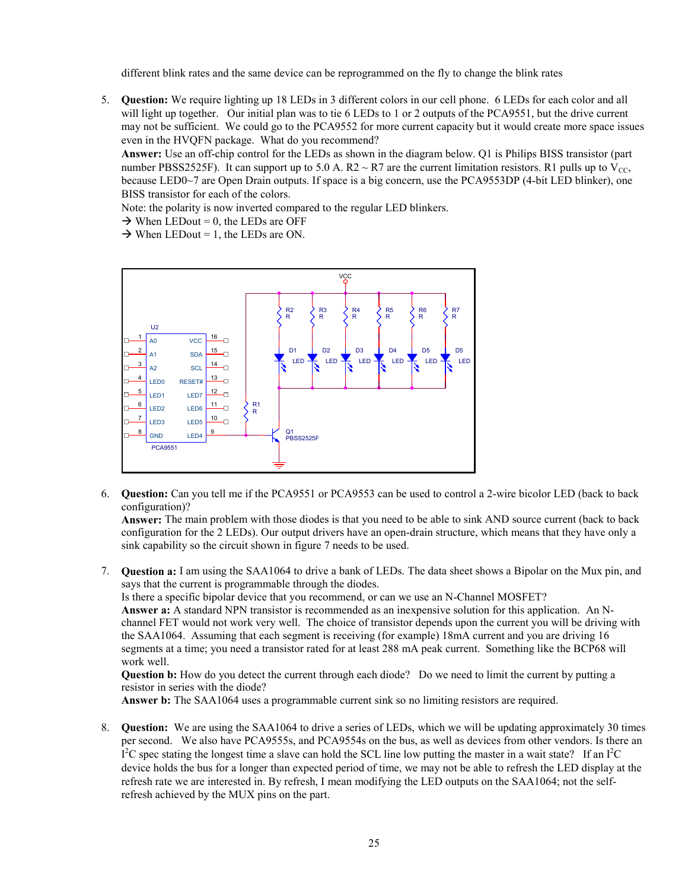different blink rates and the same device can be reprogrammed on the fly to change the blink rates

5. **Question:** We require lighting up 18 LEDs in 3 different colors in our cell phone. 6 LEDs for each color and all will light up together. Our initial plan was to tie 6 LEDs to 1 or 2 outputs of the PCA9551, but the drive current may not be sufficient. We could go to the PCA9552 for more current capacity but it would create more space issues even in the HVQFN package. What do you recommend?
   **Answer:** Use an off-chip control for the LEDs as shown in the diagram below. Q1 is Philips BISS transistor (part number PBSS2525F). It can support up to 5.0 A. R2 ~ R7 are the current limitation resistors. R1 pulls up to $V_{CC}$, because LED0~7 are Open Drain outputs. If space is a big concern, use the PCA9553DP (4-bit LED blinker), one BISS transistor for each of the colors.
   Note: the polarity is now inverted compared to the regular LED blinkers.
   → When LEDout = 0, the LEDs are OFF
   → When LEDout = 1, the LEDs are ON.

6. **Question:** Can you tell me if the PCA9551 or PCA9553 can be used to control a 2-wire bicolor LED (back to back configuration)?
   **Answer:** The main problem with those diodes is that you need to be able to sink AND source current (back to back configuration for the 2 LEDs). Our output drivers have an open-drain structure, which means that they have only a sink capability so the circuit shown in figure 7 needs to be used.

7. **Question a:** I am using the SAA1064 to drive a bank of LEDs. The data sheet shows a Bipolar on the Mux pin, and says that the current is programmable through the diodes.
   Is there a specific bipolar device that you recommend, or can we use an N-Channel MOSFET?
   **Answer a:** A standard NPN transistor is recommended as an inexpensive solution for this application. An N-channel FET would not work very well. The choice of transistor depends upon the current you will be driving with the SAA1064. Assuming that each segment is receiving (for example) 18mA current and you are driving 16 segments at a time; you need a transistor rated for at least 288 mA peak current. Something like the BCP68 will work well.
   **Question b:** How do you detect the current through each diode? Do we need to limit the current by putting a resistor in series with the diode?
   **Answer b:** The SAA1064 uses a programmable current sink so no limiting resistors are required.

8. **Question:** We are using the SAA1064 to drive a series of LEDs, which we will be updating approximately 30 times per second. We also have PCA9555s, and PCA9554s on the bus, as well as devices from other vendors. Is there an $I^2C$ spec stating the longest time a slave can hold the SCL line low putting the master in a wait state? If an $I^2C$ device holds the bus for a longer than expected period of time, we may not be able to refresh the LED display at the refresh rate we are interested in. By refresh, I mean modifying the LED outputs on the SAA1064; not the self-refresh achieved by the MUX pins on the part.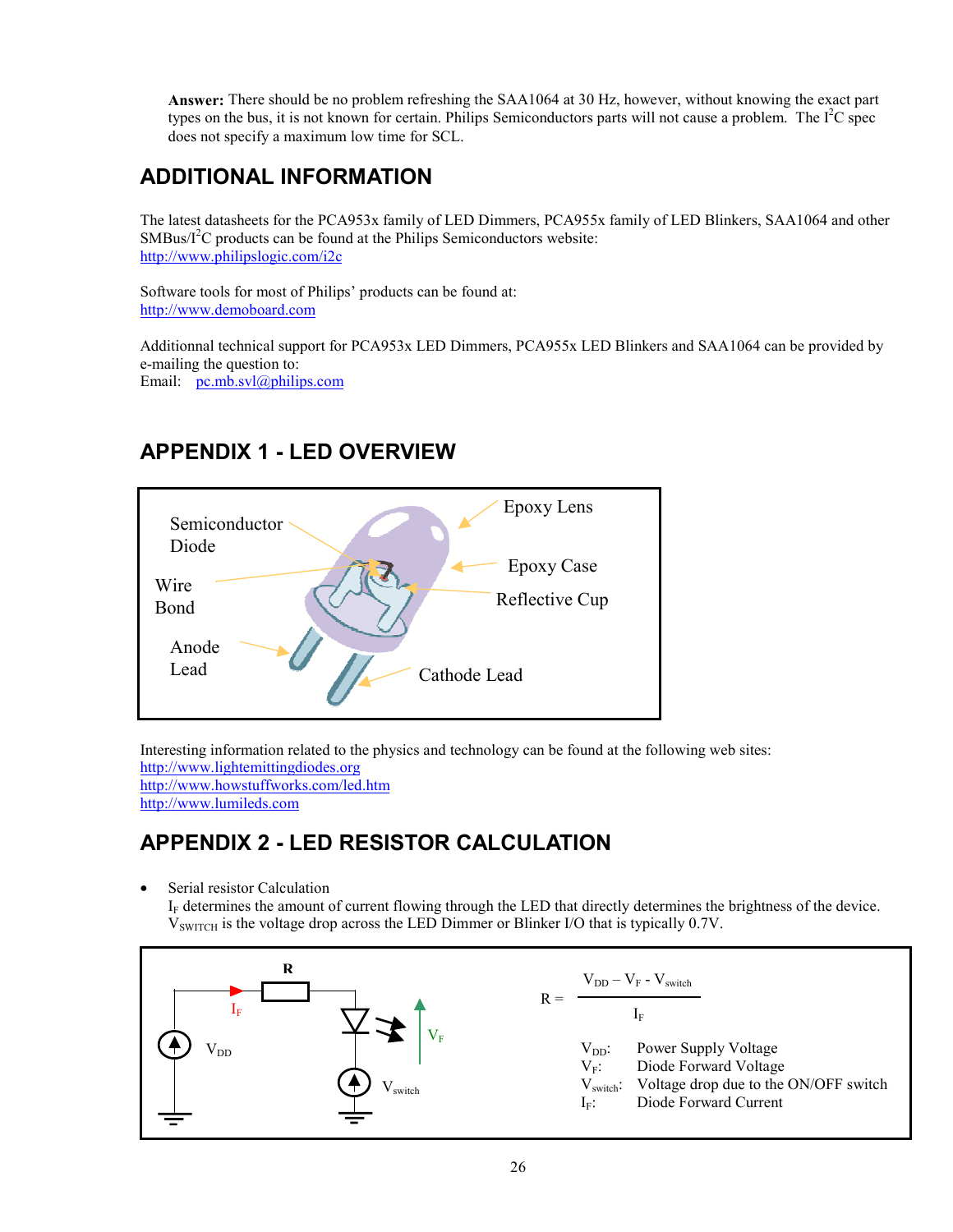**Answer:** There should be no problem refreshing the SAA1064 at 30 Hz, however, without knowing the exact part types on the bus, it is not known for certain. Philips Semiconductors parts will not cause a problem. The $I^2C$ spec does not specify a maximum low time for SCL.

## ADDITIONAL INFORMATION

The latest datasheets for the PCA953x family of LED Dimmers, PCA955x family of LED Blinkers, SAA1064 and other SMBus/$I^2C$ products can be found at the Philips Semiconductors website:
http://www.philipslogic.com/i2c

Software tools for most of Philips' products can be found at:
http://www.demoboard.com

Additionnal technical support for PCA953x LED Dimmers, PCA955x LED Blinkers and SAA1064 can be provided by e-mailing the question to:
Email: pc.mb.svl@philips.com

## APPENDIX 1 - LED OVERVIEW

Semiconductor Diode, Wire Bond, Anode Lead, Epoxy Lens, Epoxy Case, Reflective Cup, Cathode Lead

Interesting information related to the physics and technology can be found at the following web sites:
http://www.lightemittingdiodes.org
http://www.howstuffworks.com/led.htm
http://www.lumileds.com

## APPENDIX 2 - LED RESISTOR CALCULATION

- Serial resistor Calculation
  $I_F$ determines the amount of current flowing through the LED that directly determines the brightness of the device.
  $V_{SWITCH}$ is the voltage drop across the LED Dimmer or Blinker I/O that is typically 0.7V.

$$R = \frac{V_{DD} - V_F - V_{switch}}{I_F}$$

$V_{DD}$: Power Supply Voltage
$V_F$: Diode Forward Voltage
$V_{switch}$: Voltage drop due to the ON/OFF switch
$I_F$: Diode Forward Current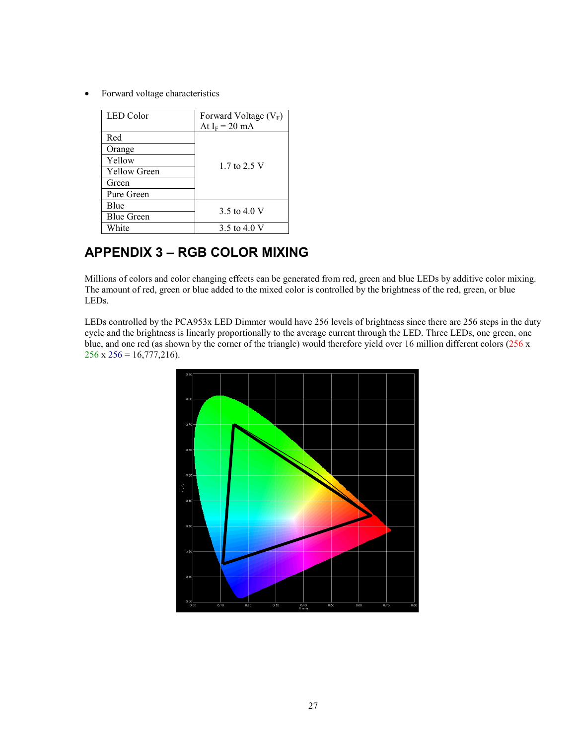- Forward voltage characteristics

| LED Color | Forward Voltage ($V_F$) At $I_F$ = 20 mA |
|---|---|
| Red | 1.7 to 2.5 V |
| Orange | |
| Yellow | |
| Yellow Green | |
| Green | |
| Pure Green | |
| Blue | 3.5 to 4.0 V |
| Blue Green | |
| White | 3.5 to 4.0 V |

## APPENDIX 3 – RGB COLOR MIXING

Millions of colors and color changing effects can be generated from red, green and blue LEDs by additive color mixing. The amount of red, green or blue added to the mixed color is controlled by the brightness of the red, green, or blue LEDs.

LEDs controlled by the PCA953x LED Dimmer would have 256 levels of brightness since there are 256 steps in the duty cycle and the brightness is linearly proportionally to the average current through the LED. Three LEDs, one green, one blue, and one red (as shown by the corner of the triangle) would therefore yield over 16 million different colors (256 x 256 x 256 = 16,777,216).

0.90
0.80
0.70
0.60
0.50
0.40
0.30
0.20
0.10
0.00
Y axis
0.00
0.10
0.20
0.30
0.40
0.50
0.60
0.70
0.80
X axis